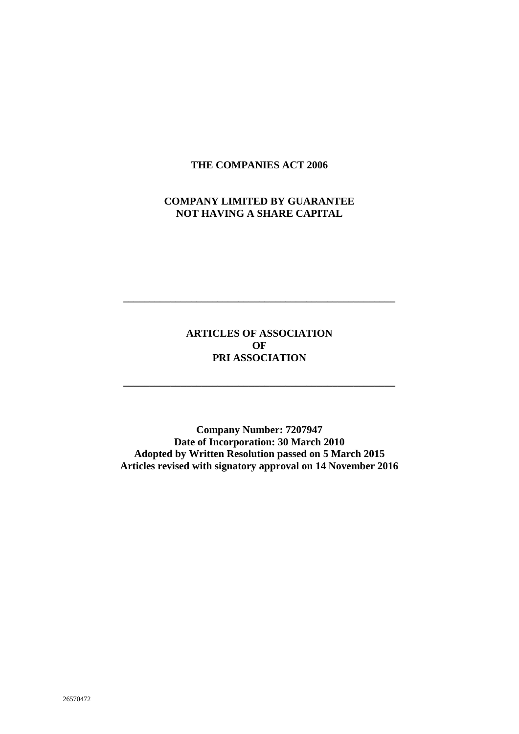**THE COMPANIES ACT 2006**

**COMPANY LIMITED BY GUARANTEE**
**NOT HAVING A SHARE CAPITAL**

---

# ARTICLES OF ASSOCIATION
# OF
# PRI ASSOCIATION

---

**Company Number: 7207947**
**Date of Incorporation: 30 March 2010**
**Adopted by Written Resolution passed on 5 March 2015**
**Articles revised with signatory approval on 14 November 2016**

26570472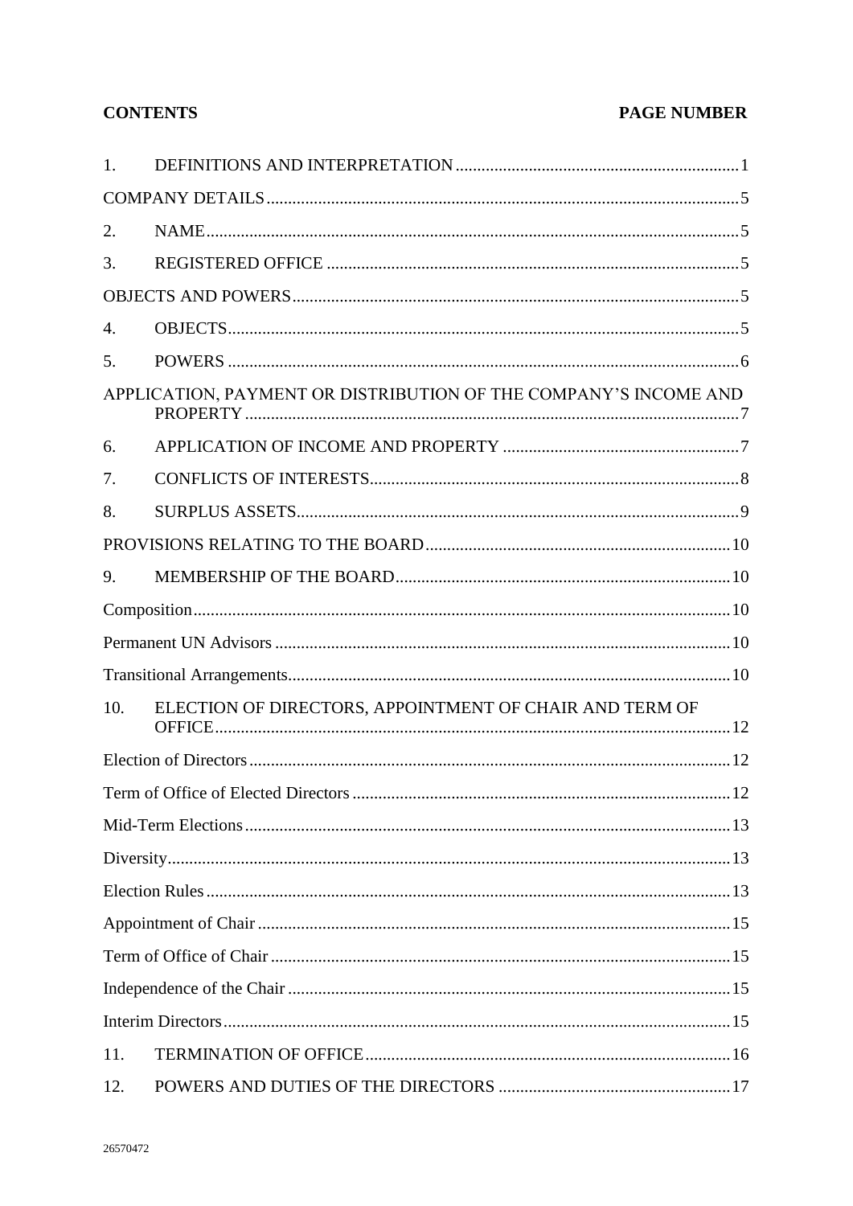**CONTENTS** **PAGE NUMBER**

| | | |
|---|---|---|
| 1. | DEFINITIONS AND INTERPRETATION | 1 |
| COMPANY DETAILS | | 5 |
| 2. | NAME | 5 |
| 3. | REGISTERED OFFICE | 5 |
| OBJECTS AND POWERS | | 5 |
| 4. | OBJECTS | 5 |
| 5. | POWERS | 6 |
| APPLICATION, PAYMENT OR DISTRIBUTION OF THE COMPANY'S INCOME AND PROPERTY | | 7 |
| 6. | APPLICATION OF INCOME AND PROPERTY | 7 |
| 7. | CONFLICTS OF INTERESTS | 8 |
| 8. | SURPLUS ASSETS | 9 |
| PROVISIONS RELATING TO THE BOARD | | 10 |
| 9. | MEMBERSHIP OF THE BOARD | 10 |
| Composition | | 10 |
| Permanent UN Advisors | | 10 |
| Transitional Arrangements | | 10 |
| 10. | ELECTION OF DIRECTORS, APPOINTMENT OF CHAIR AND TERM OF OFFICE | 12 |
| Election of Directors | | 12 |
| Term of Office of Elected Directors | | 12 |
| Mid-Term Elections | | 13 |
| Diversity | | 13 |
| Election Rules | | 13 |
| Appointment of Chair | | 15 |
| Term of Office of Chair | | 15 |
| Independence of the Chair | | 15 |
| Interim Directors | | 15 |
| 11. | TERMINATION OF OFFICE | 16 |
| 12. | POWERS AND DUTIES OF THE DIRECTORS | 17 |

26570472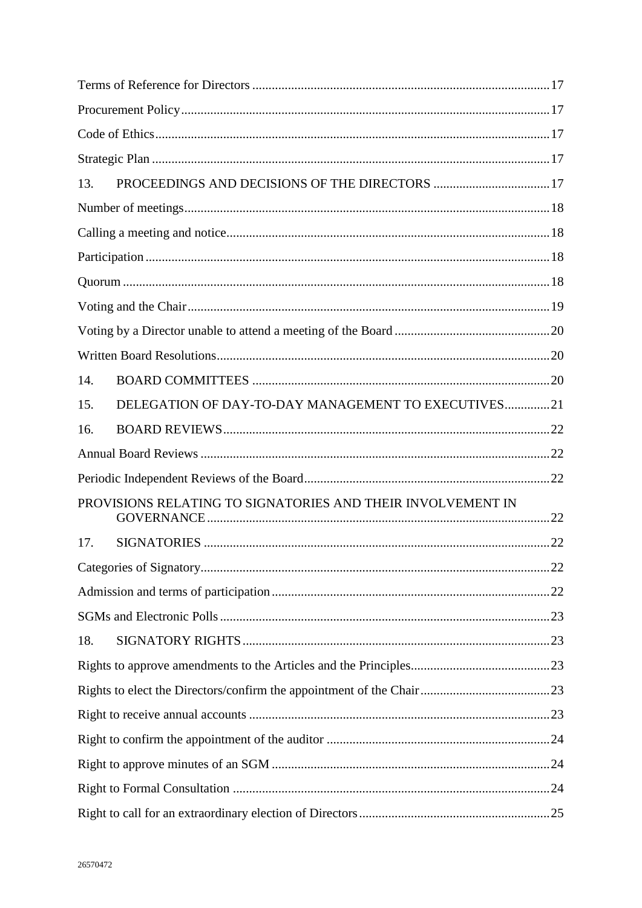Terms of Reference for Directors ........................................................................................ 17

Procurement Policy ............................................................................................................. 17

Code of Ethics ..................................................................................................................... 17

Strategic Plan ...................................................................................................................... 17

13. PROCEEDINGS AND DECISIONS OF THE DIRECTORS .................................... 17

Number of meetings ............................................................................................................ 18

Calling a meeting and notice ............................................................................................... 18

Participation ........................................................................................................................ 18

Quorum ............................................................................................................................... 18

Voting and the Chair ........................................................................................................... 19

Voting by a Director unable to attend a meeting of the Board ............................................ 20

Written Board Resolutions ................................................................................................... 20

14. BOARD COMMITTEES ............................................................................................ 20

15. DELEGATION OF DAY-TO-DAY MANAGEMENT TO EXECUTIVES .............. 21

16. BOARD REVIEWS ..................................................................................................... 22

Annual Board Reviews ........................................................................................................ 22

Periodic Independent Reviews of the Board ........................................................................ 22

PROVISIONS RELATING TO SIGNATORIES AND THEIR INVOLVEMENT IN GOVERNANCE ..................................................................................................................... 22

17. SIGNATORIES ........................................................................................................... 22

Categories of Signatory ........................................................................................................ 22

Admission and terms of participation .................................................................................. 22

SGMs and Electronic Polls .................................................................................................. 23

18. SIGNATORY RIGHTS ............................................................................................... 23

Rights to approve amendments to the Articles and the Principles ....................................... 23

Rights to elect the Directors/confirm the appointment of the Chair ..................................... 23

Right to receive annual accounts ......................................................................................... 23

Right to confirm the appointment of the auditor ................................................................. 24

Right to approve minutes of an SGM .................................................................................. 24

Right to Formal Consultation .............................................................................................. 24

Right to call for an extraordinary election of Directors ....................................................... 25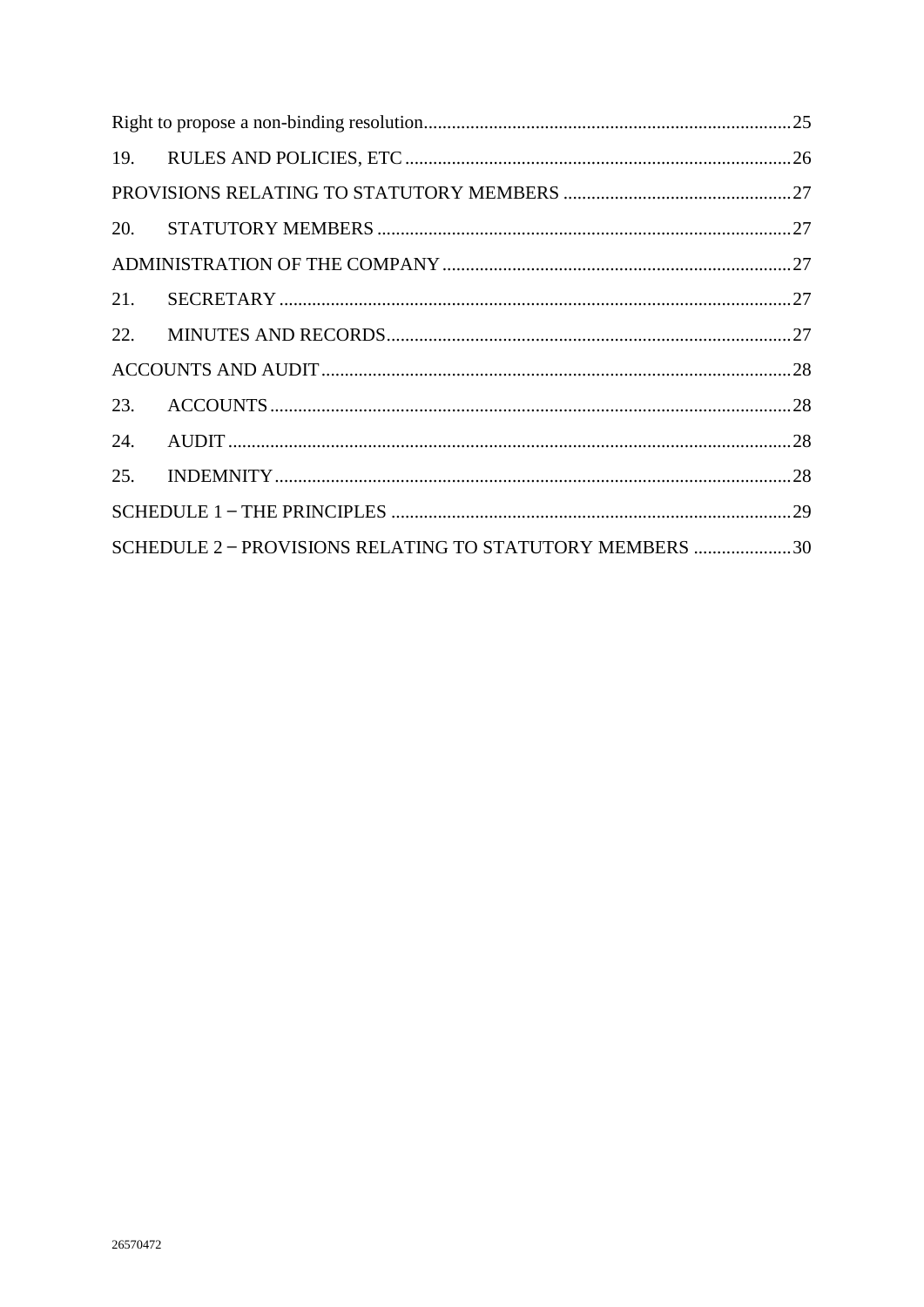Right to propose a non-binding resolution ........ 25

19. RULES AND POLICIES, ETC ........ 26

PROVISIONS RELATING TO STATUTORY MEMBERS ........ 27

20. STATUTORY MEMBERS ........ 27

ADMINISTRATION OF THE COMPANY ........ 27

21. SECRETARY ........ 27

22. MINUTES AND RECORDS ........ 27

ACCOUNTS AND AUDIT ........ 28

23. ACCOUNTS ........ 28

24. AUDIT ........ 28

25. INDEMNITY ........ 28

SCHEDULE 1 – THE PRINCIPLES ........ 29

SCHEDULE 2 – PROVISIONS RELATING TO STATUTORY MEMBERS ........ 30

26570472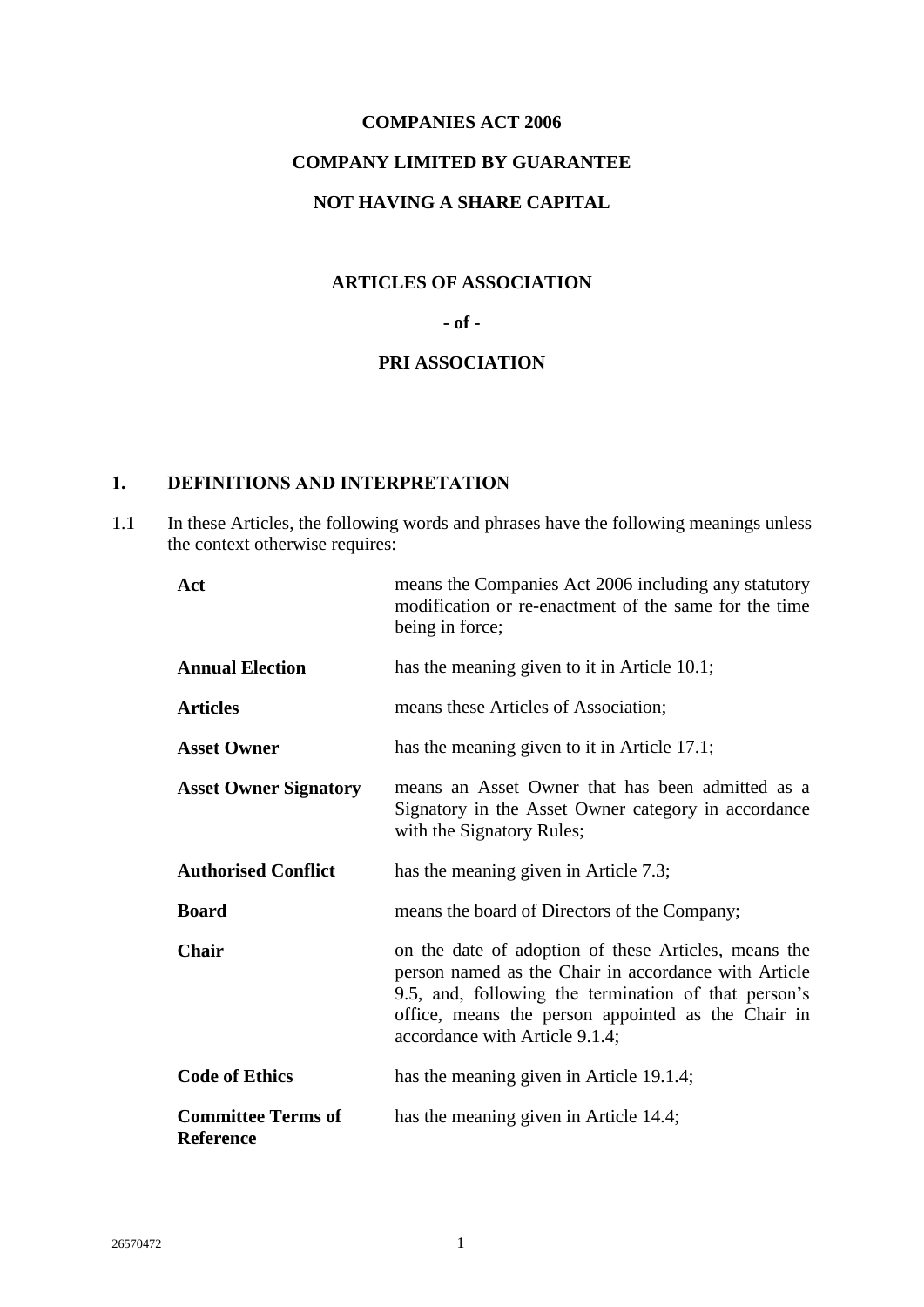**COMPANIES ACT 2006**

**COMPANY LIMITED BY GUARANTEE**

**NOT HAVING A SHARE CAPITAL**

**ARTICLES OF ASSOCIATION**

**- of -**

**PRI ASSOCIATION**

## 1. DEFINITIONS AND INTERPRETATION

1.1 In these Articles, the following words and phrases have the following meanings unless the context otherwise requires:

| | |
|---|---|
| **Act** | means the Companies Act 2006 including any statutory modification or re-enactment of the same for the time being in force; |
| **Annual Election** | has the meaning given to it in Article 10.1; |
| **Articles** | means these Articles of Association; |
| **Asset Owner** | has the meaning given to it in Article 17.1; |
| **Asset Owner Signatory** | means an Asset Owner that has been admitted as a Signatory in the Asset Owner category in accordance with the Signatory Rules; |
| **Authorised Conflict** | has the meaning given in Article 7.3; |
| **Board** | means the board of Directors of the Company; |
| **Chair** | on the date of adoption of these Articles, means the person named as the Chair in accordance with Article 9.5, and, following the termination of that person's office, means the person appointed as the Chair in accordance with Article 9.1.4; |
| **Code of Ethics** | has the meaning given in Article 19.1.4; |
| **Committee Terms of Reference** | has the meaning given in Article 14.4; |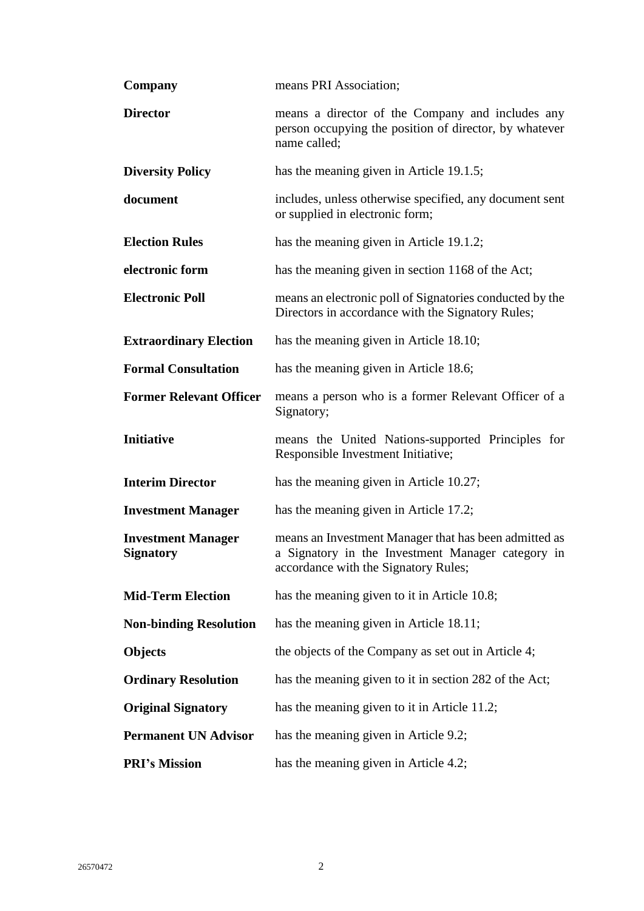| | |
|---|---|
| **Company** | means PRI Association; |
| **Director** | means a director of the Company and includes any person occupying the position of director, by whatever name called; |
| **Diversity Policy** | has the meaning given in Article 19.1.5; |
| **document** | includes, unless otherwise specified, any document sent or supplied in electronic form; |
| **Election Rules** | has the meaning given in Article 19.1.2; |
| **electronic form** | has the meaning given in section 1168 of the Act; |
| **Electronic Poll** | means an electronic poll of Signatories conducted by the Directors in accordance with the Signatory Rules; |
| **Extraordinary Election** | has the meaning given in Article 18.10; |
| **Formal Consultation** | has the meaning given in Article 18.6; |
| **Former Relevant Officer** | means a person who is a former Relevant Officer of a Signatory; |
| **Initiative** | means the United Nations-supported Principles for Responsible Investment Initiative; |
| **Interim Director** | has the meaning given in Article 10.27; |
| **Investment Manager** | has the meaning given in Article 17.2; |
| **Investment Manager Signatory** | means an Investment Manager that has been admitted as a Signatory in the Investment Manager category in accordance with the Signatory Rules; |
| **Mid-Term Election** | has the meaning given to it in Article 10.8; |
| **Non-binding Resolution** | has the meaning given in Article 18.11; |
| **Objects** | the objects of the Company as set out in Article 4; |
| **Ordinary Resolution** | has the meaning given to it in section 282 of the Act; |
| **Original Signatory** | has the meaning given to it in Article 11.2; |
| **Permanent UN Advisor** | has the meaning given in Article 9.2; |
| **PRI's Mission** | has the meaning given in Article 4.2; |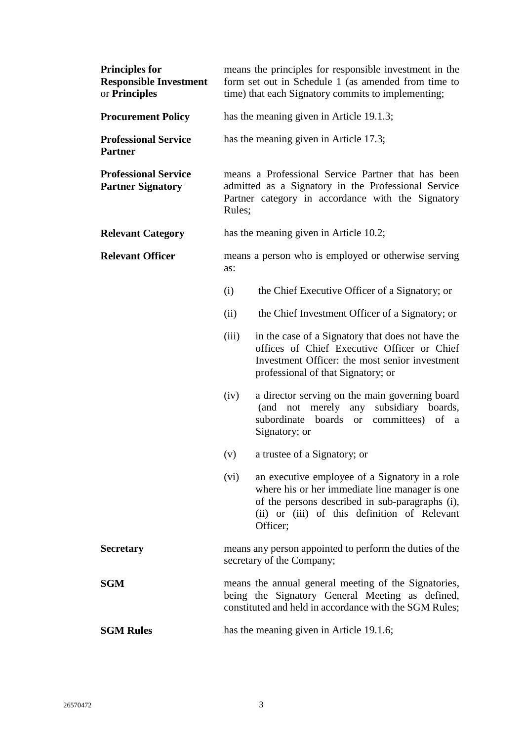**Principles for Responsible Investment** or **Principles** means the principles for responsible investment in the form set out in Schedule 1 (as amended from time to time) that each Signatory commits to implementing;

**Procurement Policy** has the meaning given in Article 19.1.3;

**Professional Service Partner** has the meaning given in Article 17.3;

**Professional Service Partner Signatory** means a Professional Service Partner that has been admitted as a Signatory in the Professional Service Partner category in accordance with the Signatory Rules;

**Relevant Category** has the meaning given in Article 10.2;

**Relevant Officer** means a person who is employed or otherwise serving as:

(i) the Chief Executive Officer of a Signatory; or

(ii) the Chief Investment Officer of a Signatory; or

(iii) in the case of a Signatory that does not have the offices of Chief Executive Officer or Chief Investment Officer: the most senior investment professional of that Signatory; or

(iv) a director serving on the main governing board (and not merely any subsidiary boards, subordinate boards or committees) of a Signatory; or

(v) a trustee of a Signatory; or

(vi) an executive employee of a Signatory in a role where his or her immediate line manager is one of the persons described in sub-paragraphs (i), (ii) or (iii) of this definition of Relevant Officer;

**Secretary** means any person appointed to perform the duties of the secretary of the Company;

**SGM** means the annual general meeting of the Signatories, being the Signatory General Meeting as defined, constituted and held in accordance with the SGM Rules;

**SGM Rules** has the meaning given in Article 19.1.6;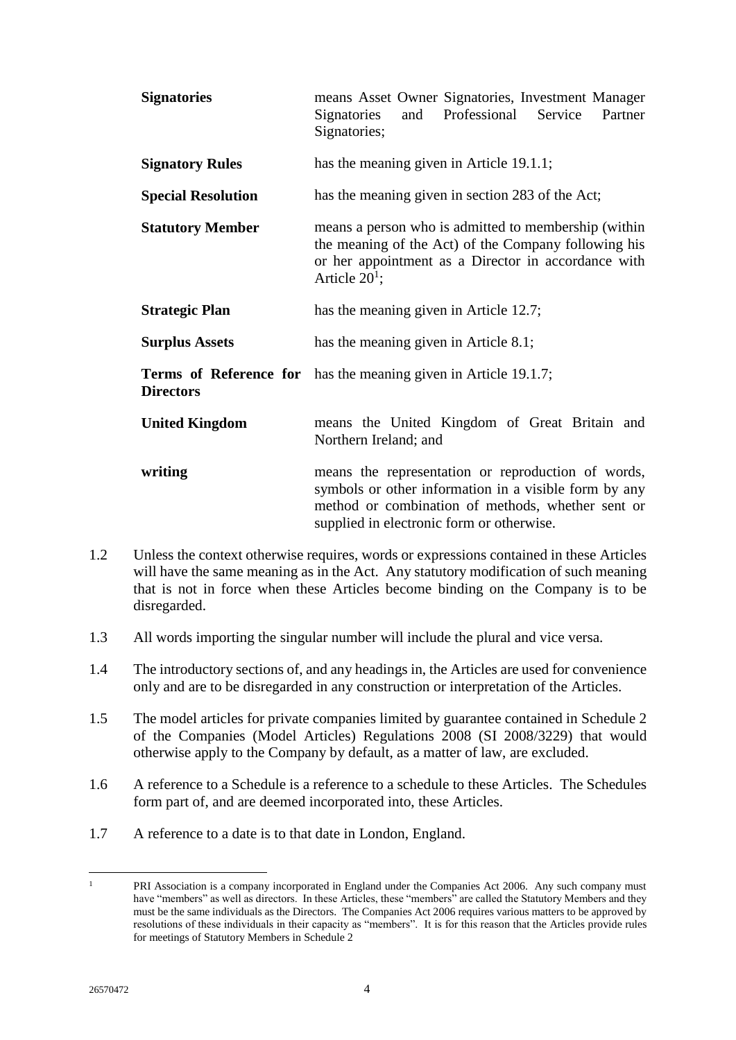| | |
|---|---|
| **Signatories** | means Asset Owner Signatories, Investment Manager Signatories and Professional Service Partner Signatories; |
| **Signatory Rules** | has the meaning given in Article 19.1.1; |
| **Special Resolution** | has the meaning given in section 283 of the Act; |
| **Statutory Member** | means a person who is admitted to membership (within the meaning of the Act) of the Company following his or her appointment as a Director in accordance with Article 20[1]; |
| **Strategic Plan** | has the meaning given in Article 12.7; |
| **Surplus Assets** | has the meaning given in Article 8.1; |
| **Terms of Reference for Directors** | has the meaning given in Article 19.1.7; |
| **United Kingdom** | means the United Kingdom of Great Britain and Northern Ireland; and |
| **writing** | means the representation or reproduction of words, symbols or other information in a visible form by any method or combination of methods, whether sent or supplied in electronic form or otherwise. |

1.2 Unless the context otherwise requires, words or expressions contained in these Articles will have the same meaning as in the Act. Any statutory modification of such meaning that is not in force when these Articles become binding on the Company is to be disregarded.

1.3 All words importing the singular number will include the plural and vice versa.

1.4 The introductory sections of, and any headings in, the Articles are used for convenience only and are to be disregarded in any construction or interpretation of the Articles.

1.5 The model articles for private companies limited by guarantee contained in Schedule 2 of the Companies (Model Articles) Regulations 2008 (SI 2008/3229) that would otherwise apply to the Company by default, as a matter of law, are excluded.

1.6 A reference to a Schedule is a reference to a schedule to these Articles. The Schedules form part of, and are deemed incorporated into, these Articles.

1.7 A reference to a date is to that date in London, England.

---

[1] PRI Association is a company incorporated in England under the Companies Act 2006. Any such company must have "members" as well as directors. In these Articles, these "members" are called the Statutory Members and they must be the same individuals as the Directors. The Companies Act 2006 requires various matters to be approved by resolutions of these individuals in their capacity as "members". It is for this reason that the Articles provide rules for meetings of Statutory Members in Schedule 2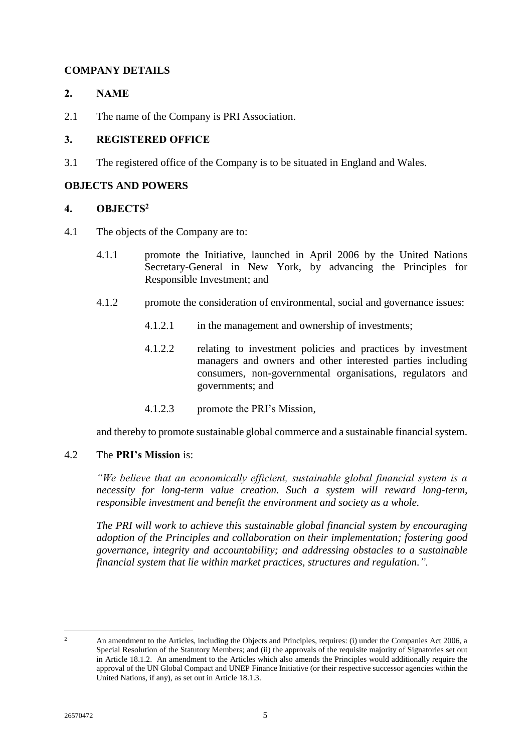## COMPANY DETAILS

### 2. NAME

2.1 The name of the Company is PRI Association.

### 3. REGISTERED OFFICE

3.1 The registered office of the Company is to be situated in England and Wales.

## OBJECTS AND POWERS

### 4. OBJECTS[2]

4.1 The objects of the Company are to:

4.1.1 promote the Initiative, launched in April 2006 by the United Nations Secretary-General in New York, by advancing the Principles for Responsible Investment; and

4.1.2 promote the consideration of environmental, social and governance issues:

4.1.2.1 in the management and ownership of investments;

4.1.2.2 relating to investment policies and practices by investment managers and owners and other interested parties including consumers, non-governmental organisations, regulators and governments; and

4.1.2.3 promote the PRI's Mission,

and thereby to promote sustainable global commerce and a sustainable financial system.

4.2 The **PRI's Mission** is:

*"We believe that an economically efficient, sustainable global financial system is a necessity for long-term value creation. Such a system will reward long-term, responsible investment and benefit the environment and society as a whole.*

*The PRI will work to achieve this sustainable global financial system by encouraging adoption of the Principles and collaboration on their implementation; fostering good governance, integrity and accountability; and addressing obstacles to a sustainable financial system that lie within market practices, structures and regulation.".*

---

[2] An amendment to the Articles, including the Objects and Principles, requires: (i) under the Companies Act 2006, a Special Resolution of the Statutory Members; and (ii) the approvals of the requisite majority of Signatories set out in Article 18.1.2. An amendment to the Articles which also amends the Principles would additionally require the approval of the UN Global Compact and UNEP Finance Initiative (or their respective successor agencies within the United Nations, if any), as set out in Article 18.1.3.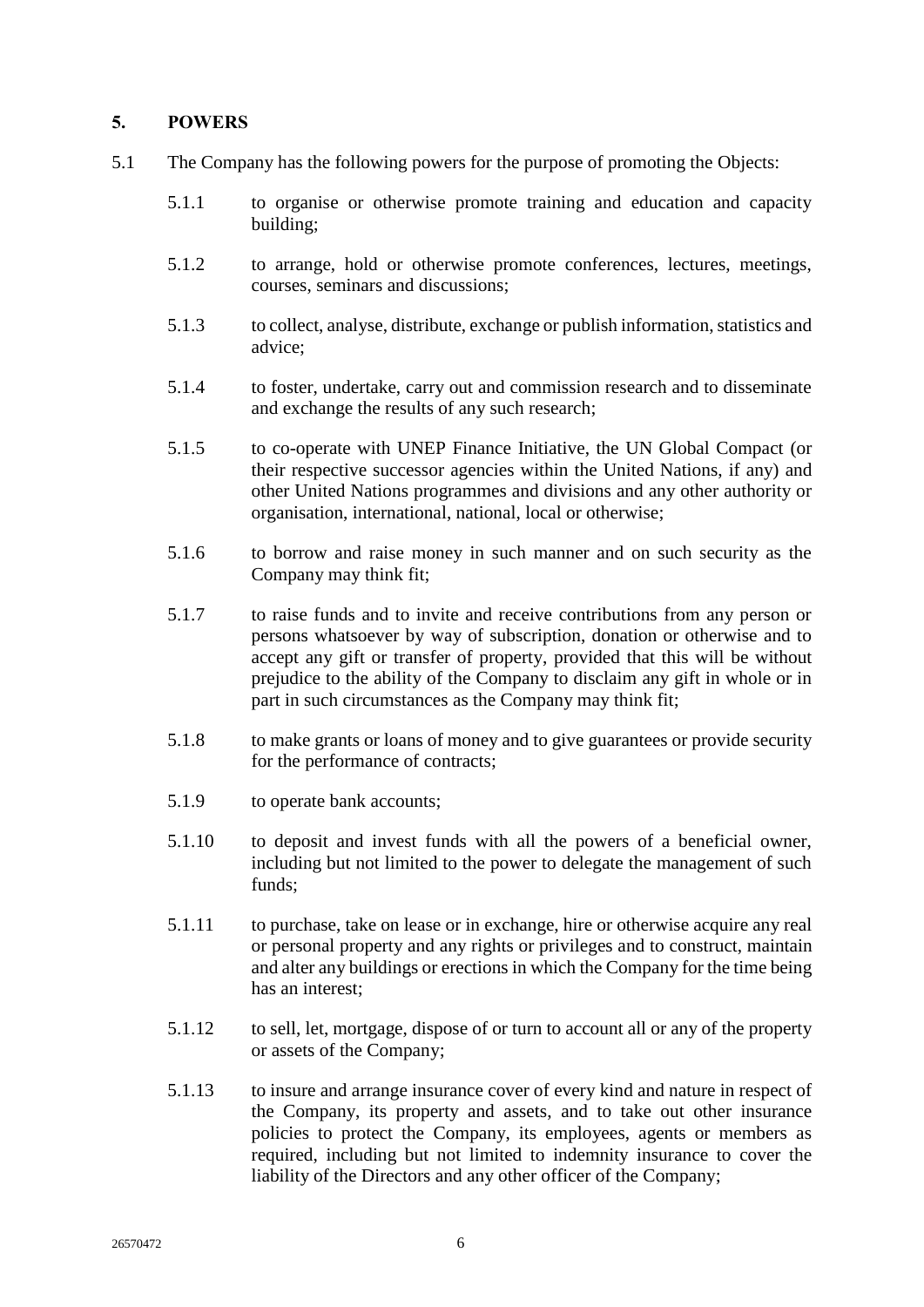## 5. POWERS

5.1 The Company has the following powers for the purpose of promoting the Objects:

5.1.1 to organise or otherwise promote training and education and capacity building;

5.1.2 to arrange, hold or otherwise promote conferences, lectures, meetings, courses, seminars and discussions;

5.1.3 to collect, analyse, distribute, exchange or publish information, statistics and advice;

5.1.4 to foster, undertake, carry out and commission research and to disseminate and exchange the results of any such research;

5.1.5 to co-operate with UNEP Finance Initiative, the UN Global Compact (or their respective successor agencies within the United Nations, if any) and other United Nations programmes and divisions and any other authority or organisation, international, national, local or otherwise;

5.1.6 to borrow and raise money in such manner and on such security as the Company may think fit;

5.1.7 to raise funds and to invite and receive contributions from any person or persons whatsoever by way of subscription, donation or otherwise and to accept any gift or transfer of property, provided that this will be without prejudice to the ability of the Company to disclaim any gift in whole or in part in such circumstances as the Company may think fit;

5.1.8 to make grants or loans of money and to give guarantees or provide security for the performance of contracts;

5.1.9 to operate bank accounts;

5.1.10 to deposit and invest funds with all the powers of a beneficial owner, including but not limited to the power to delegate the management of such funds;

5.1.11 to purchase, take on lease or in exchange, hire or otherwise acquire any real or personal property and any rights or privileges and to construct, maintain and alter any buildings or erections in which the Company for the time being has an interest;

5.1.12 to sell, let, mortgage, dispose of or turn to account all or any of the property or assets of the Company;

5.1.13 to insure and arrange insurance cover of every kind and nature in respect of the Company, its property and assets, and to take out other insurance policies to protect the Company, its employees, agents or members as required, including but not limited to indemnity insurance to cover the liability of the Directors and any other officer of the Company;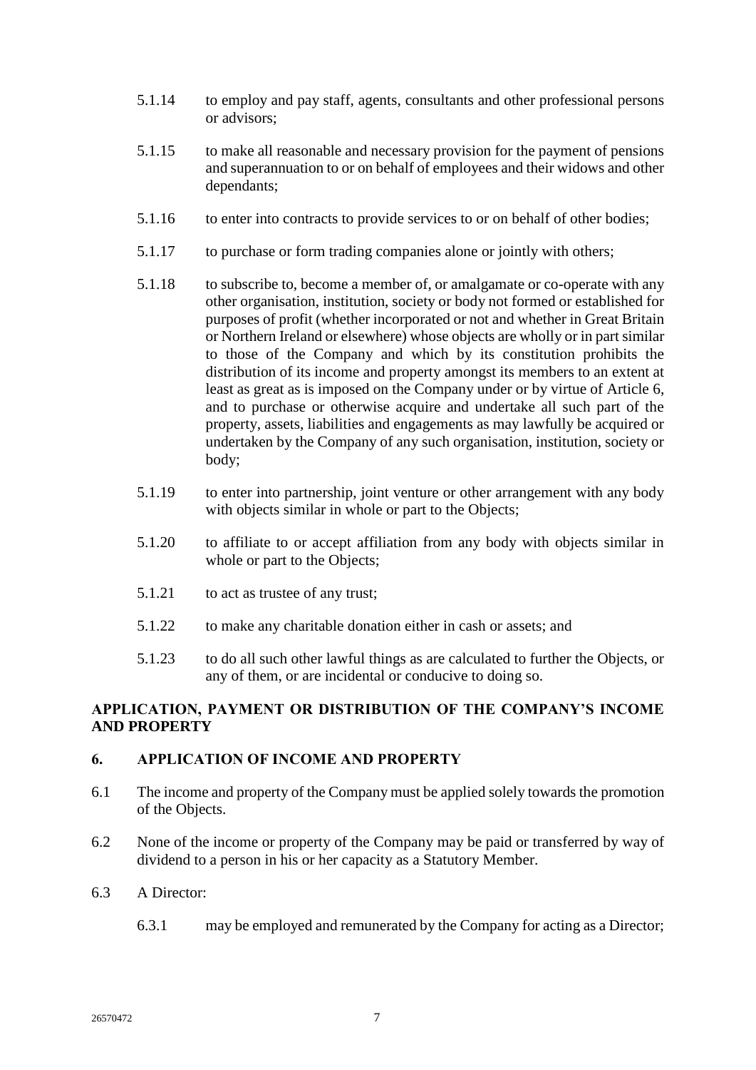5.1.14 to employ and pay staff, agents, consultants and other professional persons or advisors;

5.1.15 to make all reasonable and necessary provision for the payment of pensions and superannuation to or on behalf of employees and their widows and other dependants;

5.1.16 to enter into contracts to provide services to or on behalf of other bodies;

5.1.17 to purchase or form trading companies alone or jointly with others;

5.1.18 to subscribe to, become a member of, or amalgamate or co-operate with any other organisation, institution, society or body not formed or established for purposes of profit (whether incorporated or not and whether in Great Britain or Northern Ireland or elsewhere) whose objects are wholly or in part similar to those of the Company and which by its constitution prohibits the distribution of its income and property amongst its members to an extent at least as great as is imposed on the Company under or by virtue of Article 6, and to purchase or otherwise acquire and undertake all such part of the property, assets, liabilities and engagements as may lawfully be acquired or undertaken by the Company of any such organisation, institution, society or body;

5.1.19 to enter into partnership, joint venture or other arrangement with any body with objects similar in whole or part to the Objects;

5.1.20 to affiliate to or accept affiliation from any body with objects similar in whole or part to the Objects;

5.1.21 to act as trustee of any trust;

5.1.22 to make any charitable donation either in cash or assets; and

5.1.23 to do all such other lawful things as are calculated to further the Objects, or any of them, or are incidental or conducive to doing so.

## APPLICATION, PAYMENT OR DISTRIBUTION OF THE COMPANY'S INCOME AND PROPERTY

## 6. APPLICATION OF INCOME AND PROPERTY

6.1 The income and property of the Company must be applied solely towards the promotion of the Objects.

6.2 None of the income or property of the Company may be paid or transferred by way of dividend to a person in his or her capacity as a Statutory Member.

6.3 A Director:

6.3.1 may be employed and remunerated by the Company for acting as a Director;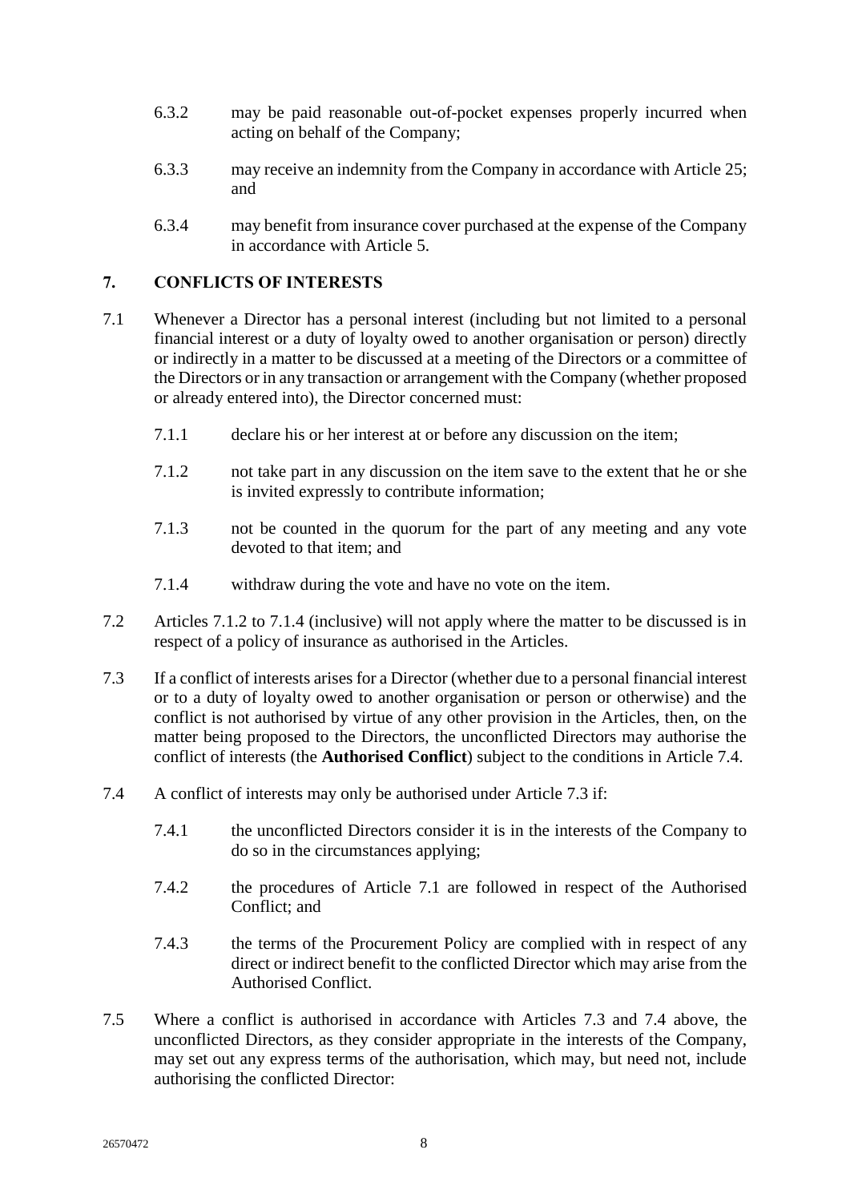6.3.2 may be paid reasonable out-of-pocket expenses properly incurred when acting on behalf of the Company;

6.3.3 may receive an indemnity from the Company in accordance with Article 25; and

6.3.4 may benefit from insurance cover purchased at the expense of the Company in accordance with Article 5.

## 7. CONFLICTS OF INTERESTS

7.1 Whenever a Director has a personal interest (including but not limited to a personal financial interest or a duty of loyalty owed to another organisation or person) directly or indirectly in a matter to be discussed at a meeting of the Directors or a committee of the Directors or in any transaction or arrangement with the Company (whether proposed or already entered into), the Director concerned must:

7.1.1 declare his or her interest at or before any discussion on the item;

7.1.2 not take part in any discussion on the item save to the extent that he or she is invited expressly to contribute information;

7.1.3 not be counted in the quorum for the part of any meeting and any vote devoted to that item; and

7.1.4 withdraw during the vote and have no vote on the item.

7.2 Articles 7.1.2 to 7.1.4 (inclusive) will not apply where the matter to be discussed is in respect of a policy of insurance as authorised in the Articles.

7.3 If a conflict of interests arises for a Director (whether due to a personal financial interest or to a duty of loyalty owed to another organisation or person or otherwise) and the conflict is not authorised by virtue of any other provision in the Articles, then, on the matter being proposed to the Directors, the unconflicted Directors may authorise the conflict of interests (the **Authorised Conflict**) subject to the conditions in Article 7.4.

7.4 A conflict of interests may only be authorised under Article 7.3 if:

7.4.1 the unconflicted Directors consider it is in the interests of the Company to do so in the circumstances applying;

7.4.2 the procedures of Article 7.1 are followed in respect of the Authorised Conflict; and

7.4.3 the terms of the Procurement Policy are complied with in respect of any direct or indirect benefit to the conflicted Director which may arise from the Authorised Conflict.

7.5 Where a conflict is authorised in accordance with Articles 7.3 and 7.4 above, the unconflicted Directors, as they consider appropriate in the interests of the Company, may set out any express terms of the authorisation, which may, but need not, include authorising the conflicted Director: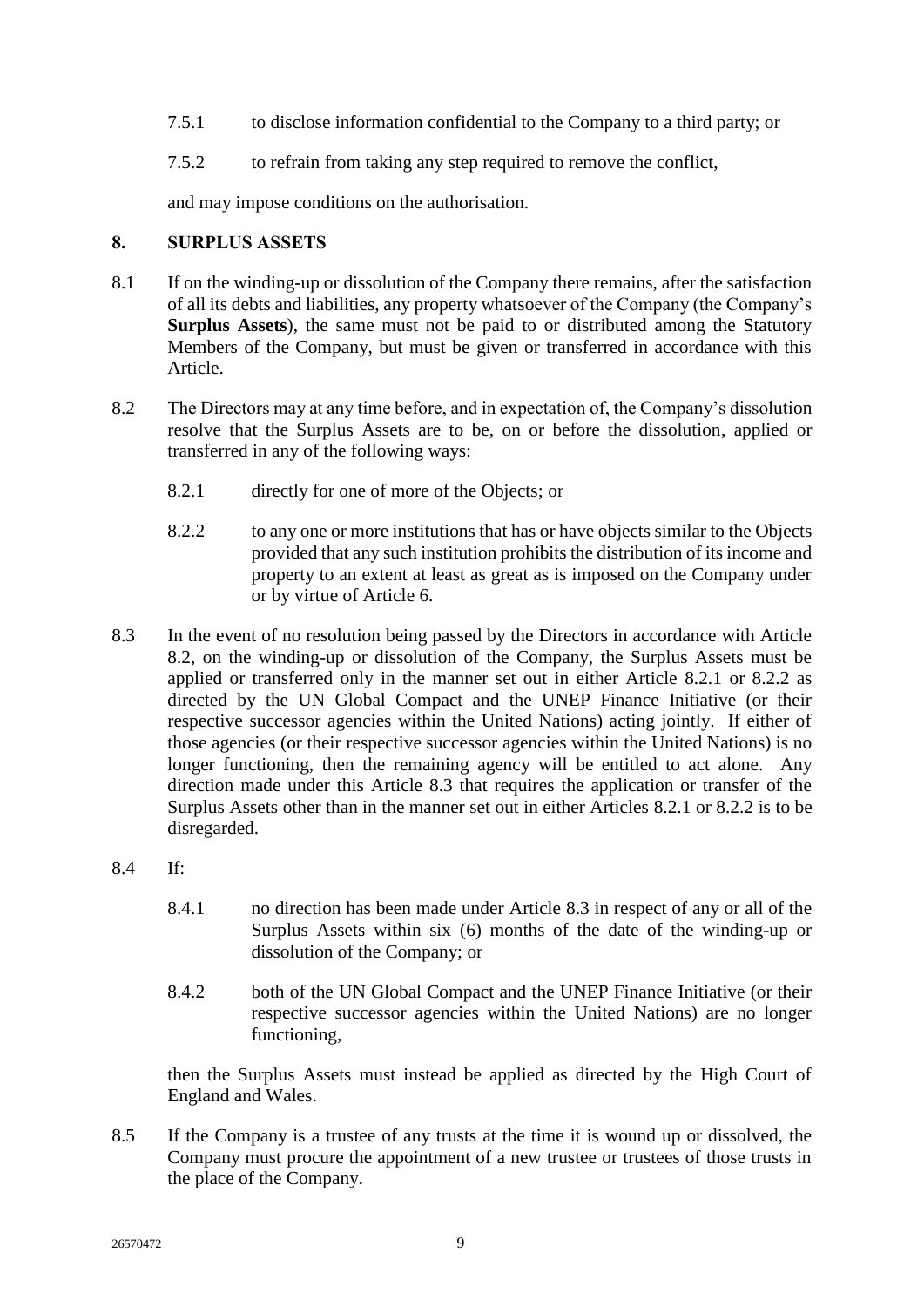7.5.1 to disclose information confidential to the Company to a third party; or

7.5.2 to refrain from taking any step required to remove the conflict,

and may impose conditions on the authorisation.

## 8. SURPLUS ASSETS

8.1 If on the winding-up or dissolution of the Company there remains, after the satisfaction of all its debts and liabilities, any property whatsoever of the Company (the Company's **Surplus Assets**), the same must not be paid to or distributed among the Statutory Members of the Company, but must be given or transferred in accordance with this Article.

8.2 The Directors may at any time before, and in expectation of, the Company's dissolution resolve that the Surplus Assets are to be, on or before the dissolution, applied or transferred in any of the following ways:

8.2.1 directly for one of more of the Objects; or

8.2.2 to any one or more institutions that has or have objects similar to the Objects provided that any such institution prohibits the distribution of its income and property to an extent at least as great as is imposed on the Company under or by virtue of Article 6.

8.3 In the event of no resolution being passed by the Directors in accordance with Article 8.2, on the winding-up or dissolution of the Company, the Surplus Assets must be applied or transferred only in the manner set out in either Article 8.2.1 or 8.2.2 as directed by the UN Global Compact and the UNEP Finance Initiative (or their respective successor agencies within the United Nations) acting jointly. If either of those agencies (or their respective successor agencies within the United Nations) is no longer functioning, then the remaining agency will be entitled to act alone. Any direction made under this Article 8.3 that requires the application or transfer of the Surplus Assets other than in the manner set out in either Articles 8.2.1 or 8.2.2 is to be disregarded.

8.4 If:

8.4.1 no direction has been made under Article 8.3 in respect of any or all of the Surplus Assets within six (6) months of the date of the winding-up or dissolution of the Company; or

8.4.2 both of the UN Global Compact and the UNEP Finance Initiative (or their respective successor agencies within the United Nations) are no longer functioning,

then the Surplus Assets must instead be applied as directed by the High Court of England and Wales.

8.5 If the Company is a trustee of any trusts at the time it is wound up or dissolved, the Company must procure the appointment of a new trustee or trustees of those trusts in the place of the Company.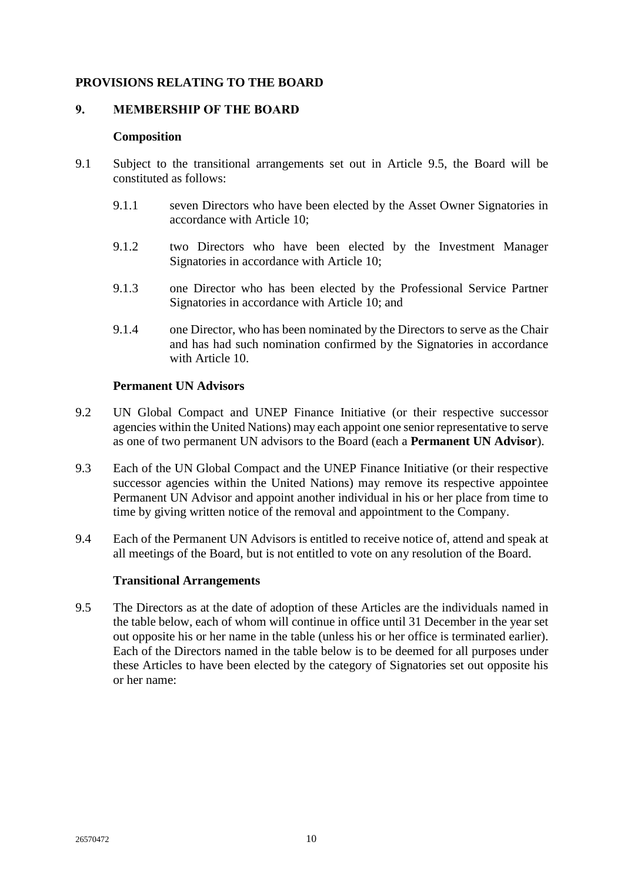## PROVISIONS RELATING TO THE BOARD

### 9. MEMBERSHIP OF THE BOARD

**Composition**

9.1 Subject to the transitional arrangements set out in Article 9.5, the Board will be constituted as follows:

9.1.1 seven Directors who have been elected by the Asset Owner Signatories in accordance with Article 10;

9.1.2 two Directors who have been elected by the Investment Manager Signatories in accordance with Article 10;

9.1.3 one Director who has been elected by the Professional Service Partner Signatories in accordance with Article 10; and

9.1.4 one Director, who has been nominated by the Directors to serve as the Chair and has had such nomination confirmed by the Signatories in accordance with Article 10.

**Permanent UN Advisors**

9.2 UN Global Compact and UNEP Finance Initiative (or their respective successor agencies within the United Nations) may each appoint one senior representative to serve as one of two permanent UN advisors to the Board (each a **Permanent UN Advisor**).

9.3 Each of the UN Global Compact and the UNEP Finance Initiative (or their respective successor agencies within the United Nations) may remove its respective appointee Permanent UN Advisor and appoint another individual in his or her place from time to time by giving written notice of the removal and appointment to the Company.

9.4 Each of the Permanent UN Advisors is entitled to receive notice of, attend and speak at all meetings of the Board, but is not entitled to vote on any resolution of the Board.

**Transitional Arrangements**

9.5 The Directors as at the date of adoption of these Articles are the individuals named in the table below, each of whom will continue in office until 31 December in the year set out opposite his or her name in the table (unless his or her office is terminated earlier). Each of the Directors named in the table below is to be deemed for all purposes under these Articles to have been elected by the category of Signatories set out opposite his or her name: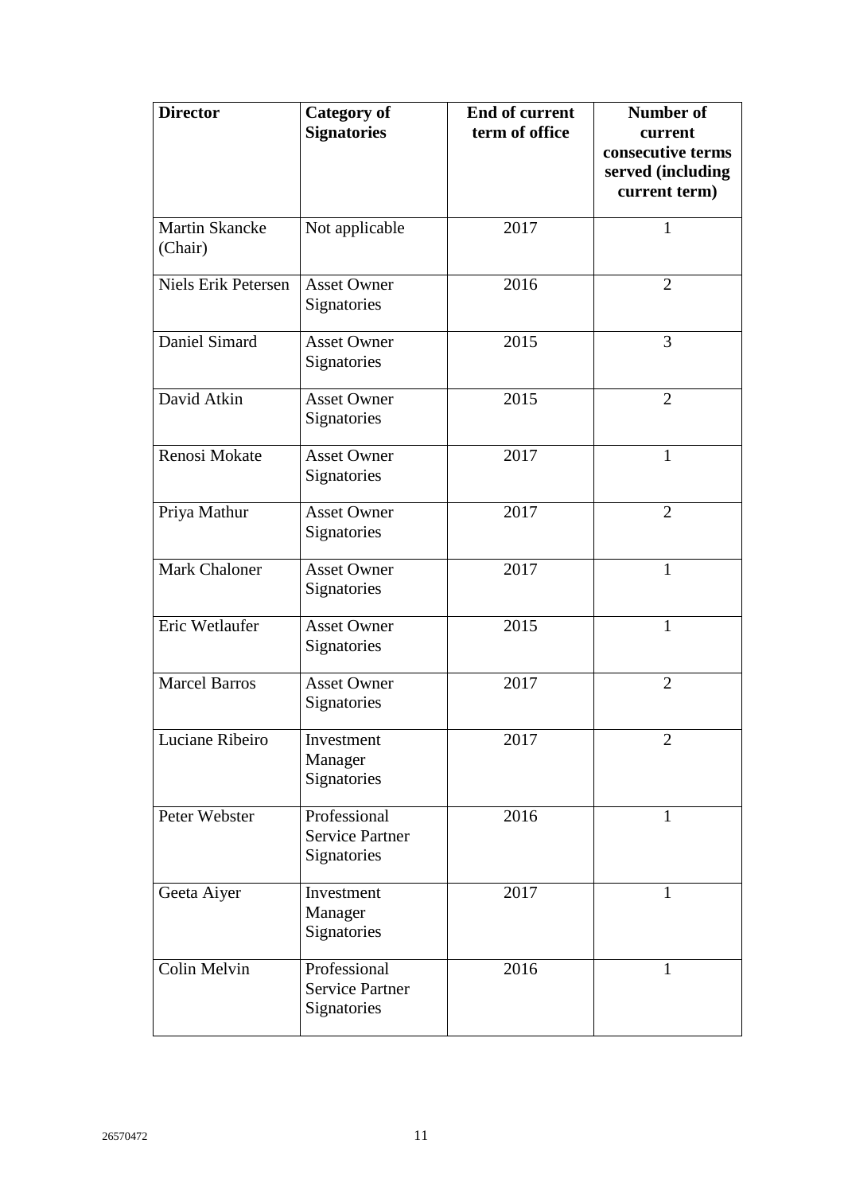| Director | Category of Signatories | End of current term of office | Number of current consecutive terms served (including current term) |
|---|---|---|---|
| Martin Skancke (Chair) | Not applicable | 2017 | 1 |
| Niels Erik Petersen | Asset Owner Signatories | 2016 | 2 |
| Daniel Simard | Asset Owner Signatories | 2015 | 3 |
| David Atkin | Asset Owner Signatories | 2015 | 2 |
| Renosi Mokate | Asset Owner Signatories | 2017 | 1 |
| Priya Mathur | Asset Owner Signatories | 2017 | 2 |
| Mark Chaloner | Asset Owner Signatories | 2017 | 1 |
| Eric Wetlaufer | Asset Owner Signatories | 2015 | 1 |
| Marcel Barros | Asset Owner Signatories | 2017 | 2 |
| Luciane Ribeiro | Investment Manager Signatories | 2017 | 2 |
| Peter Webster | Professional Service Partner Signatories | 2016 | 1 |
| Geeta Aiyer | Investment Manager Signatories | 2017 | 1 |
| Colin Melvin | Professional Service Partner Signatories | 2016 | 1 |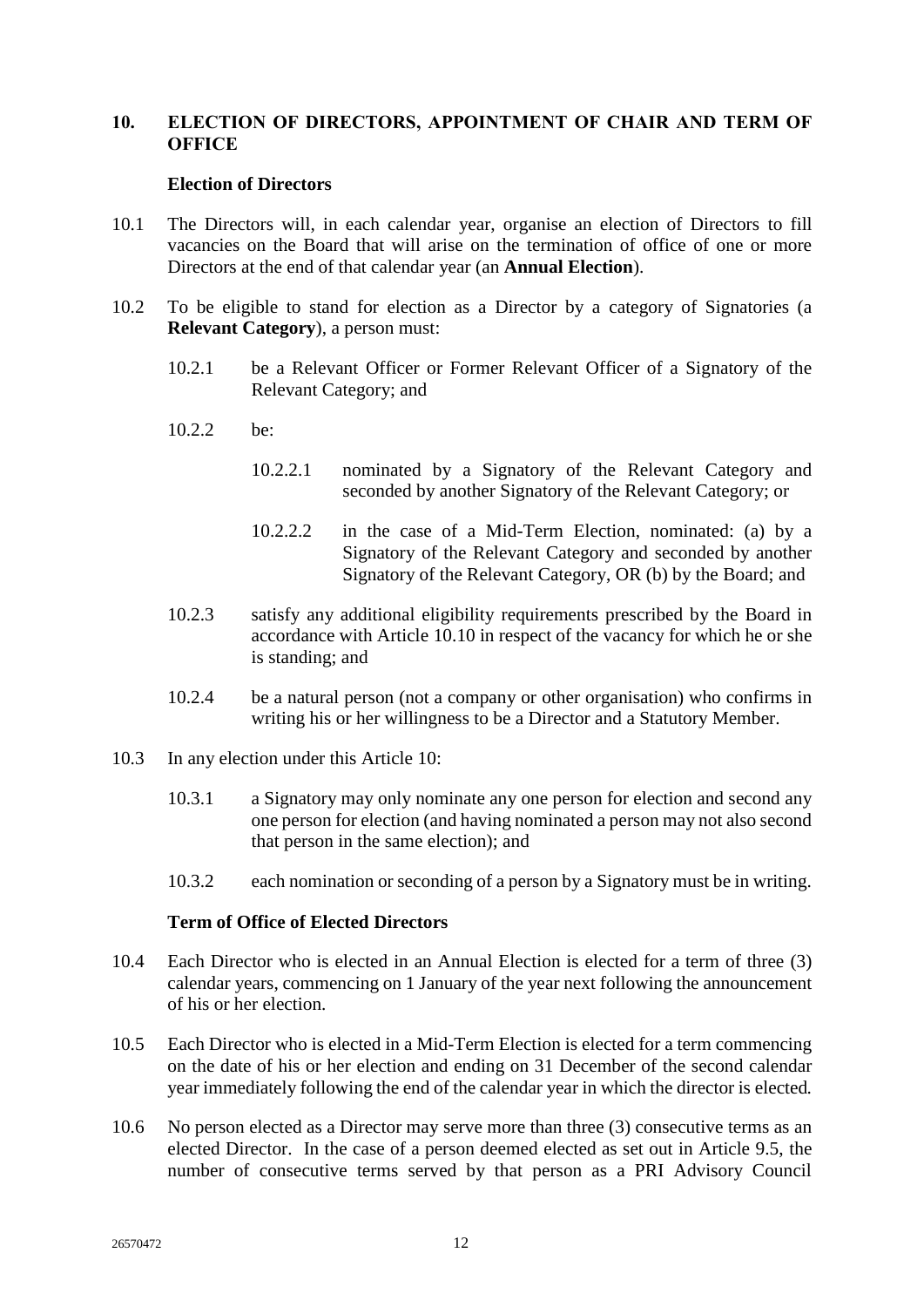## 10. ELECTION OF DIRECTORS, APPOINTMENT OF CHAIR AND TERM OF OFFICE

### Election of Directors

10.1 The Directors will, in each calendar year, organise an election of Directors to fill vacancies on the Board that will arise on the termination of office of one or more Directors at the end of that calendar year (an **Annual Election**).

10.2 To be eligible to stand for election as a Director by a category of Signatories (a **Relevant Category**), a person must:

10.2.1 be a Relevant Officer or Former Relevant Officer of a Signatory of the Relevant Category; and

10.2.2 be:

10.2.2.1 nominated by a Signatory of the Relevant Category and seconded by another Signatory of the Relevant Category; or

10.2.2.2 in the case of a Mid-Term Election, nominated: (a) by a Signatory of the Relevant Category and seconded by another Signatory of the Relevant Category, OR (b) by the Board; and

10.2.3 satisfy any additional eligibility requirements prescribed by the Board in accordance with Article 10.10 in respect of the vacancy for which he or she is standing; and

10.2.4 be a natural person (not a company or other organisation) who confirms in writing his or her willingness to be a Director and a Statutory Member.

10.3 In any election under this Article 10:

10.3.1 a Signatory may only nominate any one person for election and second any one person for election (and having nominated a person may not also second that person in the same election); and

10.3.2 each nomination or seconding of a person by a Signatory must be in writing.

### Term of Office of Elected Directors

10.4 Each Director who is elected in an Annual Election is elected for a term of three (3) calendar years, commencing on 1 January of the year next following the announcement of his or her election.

10.5 Each Director who is elected in a Mid-Term Election is elected for a term commencing on the date of his or her election and ending on 31 December of the second calendar year immediately following the end of the calendar year in which the director is elected.

10.6 No person elected as a Director may serve more than three (3) consecutive terms as an elected Director. In the case of a person deemed elected as set out in Article 9.5, the number of consecutive terms served by that person as a PRI Advisory Council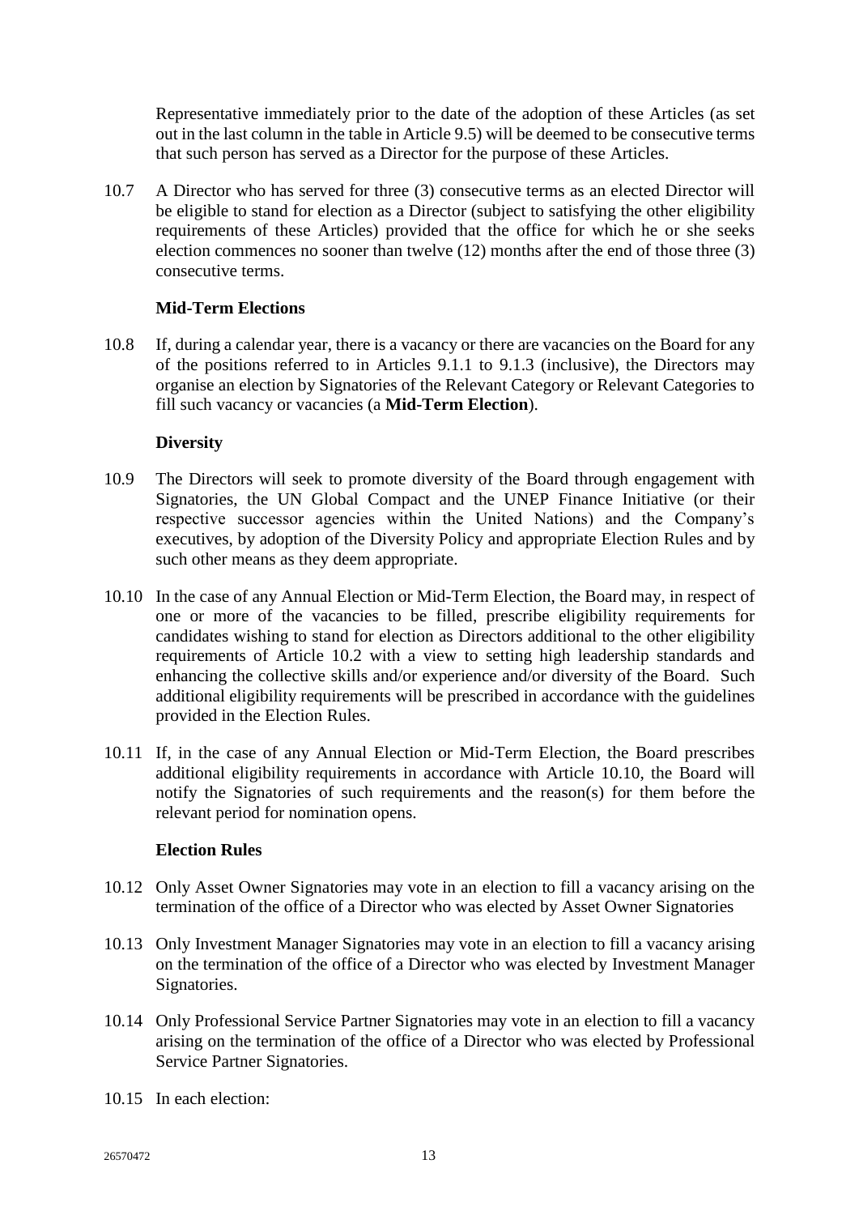Representative immediately prior to the date of the adoption of these Articles (as set out in the last column in the table in Article 9.5) will be deemed to be consecutive terms that such person has served as a Director for the purpose of these Articles.

10.7 A Director who has served for three (3) consecutive terms as an elected Director will be eligible to stand for election as a Director (subject to satisfying the other eligibility requirements of these Articles) provided that the office for which he or she seeks election commences no sooner than twelve (12) months after the end of those three (3) consecutive terms.

**Mid-Term Elections**

10.8 If, during a calendar year, there is a vacancy or there are vacancies on the Board for any of the positions referred to in Articles 9.1.1 to 9.1.3 (inclusive), the Directors may organise an election by Signatories of the Relevant Category or Relevant Categories to fill such vacancy or vacancies (a **Mid-Term Election**).

**Diversity**

10.9 The Directors will seek to promote diversity of the Board through engagement with Signatories, the UN Global Compact and the UNEP Finance Initiative (or their respective successor agencies within the United Nations) and the Company's executives, by adoption of the Diversity Policy and appropriate Election Rules and by such other means as they deem appropriate.

10.10 In the case of any Annual Election or Mid-Term Election, the Board may, in respect of one or more of the vacancies to be filled, prescribe eligibility requirements for candidates wishing to stand for election as Directors additional to the other eligibility requirements of Article 10.2 with a view to setting high leadership standards and enhancing the collective skills and/or experience and/or diversity of the Board. Such additional eligibility requirements will be prescribed in accordance with the guidelines provided in the Election Rules.

10.11 If, in the case of any Annual Election or Mid-Term Election, the Board prescribes additional eligibility requirements in accordance with Article 10.10, the Board will notify the Signatories of such requirements and the reason(s) for them before the relevant period for nomination opens.

**Election Rules**

10.12 Only Asset Owner Signatories may vote in an election to fill a vacancy arising on the termination of the office of a Director who was elected by Asset Owner Signatories

10.13 Only Investment Manager Signatories may vote in an election to fill a vacancy arising on the termination of the office of a Director who was elected by Investment Manager Signatories.

10.14 Only Professional Service Partner Signatories may vote in an election to fill a vacancy arising on the termination of the office of a Director who was elected by Professional Service Partner Signatories.

10.15 In each election: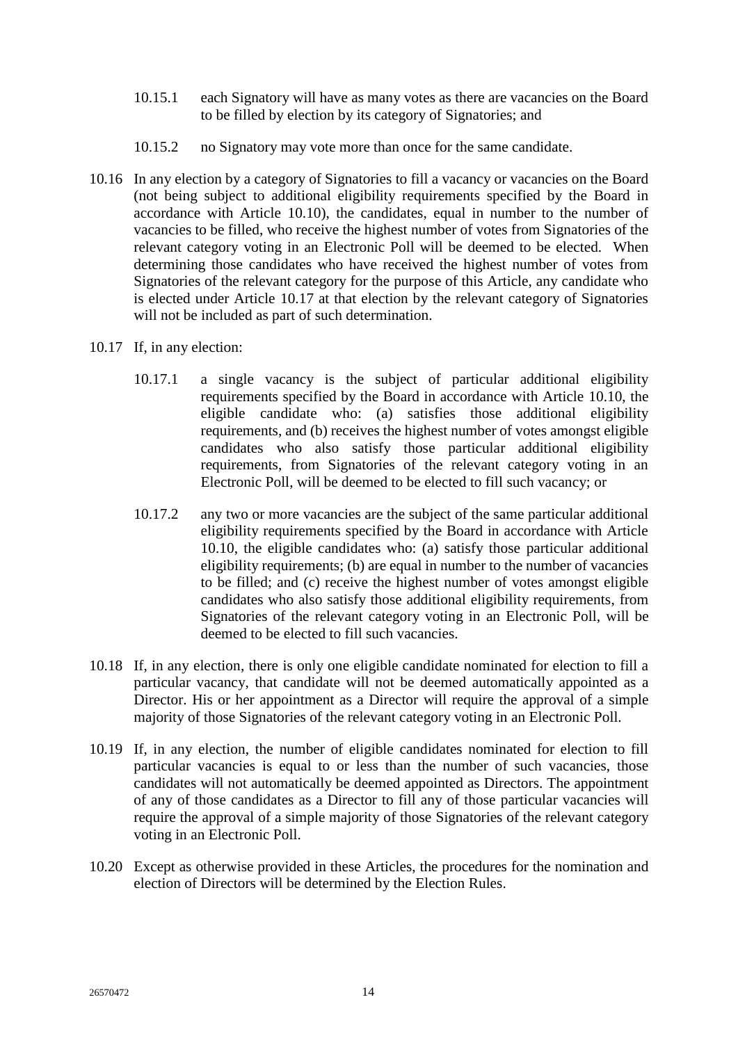10.15.1 each Signatory will have as many votes as there are vacancies on the Board to be filled by election by its category of Signatories; and

10.15.2 no Signatory may vote more than once for the same candidate.

10.16 In any election by a category of Signatories to fill a vacancy or vacancies on the Board (not being subject to additional eligibility requirements specified by the Board in accordance with Article 10.10), the candidates, equal in number to the number of vacancies to be filled, who receive the highest number of votes from Signatories of the relevant category voting in an Electronic Poll will be deemed to be elected. When determining those candidates who have received the highest number of votes from Signatories of the relevant category for the purpose of this Article, any candidate who is elected under Article 10.17 at that election by the relevant category of Signatories will not be included as part of such determination.

10.17 If, in any election:

10.17.1 a single vacancy is the subject of particular additional eligibility requirements specified by the Board in accordance with Article 10.10, the eligible candidate who: (a) satisfies those additional eligibility requirements, and (b) receives the highest number of votes amongst eligible candidates who also satisfy those particular additional eligibility requirements, from Signatories of the relevant category voting in an Electronic Poll, will be deemed to be elected to fill such vacancy; or

10.17.2 any two or more vacancies are the subject of the same particular additional eligibility requirements specified by the Board in accordance with Article 10.10, the eligible candidates who: (a) satisfy those particular additional eligibility requirements; (b) are equal in number to the number of vacancies to be filled; and (c) receive the highest number of votes amongst eligible candidates who also satisfy those additional eligibility requirements, from Signatories of the relevant category voting in an Electronic Poll, will be deemed to be elected to fill such vacancies.

10.18 If, in any election, there is only one eligible candidate nominated for election to fill a particular vacancy, that candidate will not be deemed automatically appointed as a Director. His or her appointment as a Director will require the approval of a simple majority of those Signatories of the relevant category voting in an Electronic Poll.

10.19 If, in any election, the number of eligible candidates nominated for election to fill particular vacancies is equal to or less than the number of such vacancies, those candidates will not automatically be deemed appointed as Directors. The appointment of any of those candidates as a Director to fill any of those particular vacancies will require the approval of a simple majority of those Signatories of the relevant category voting in an Electronic Poll.

10.20 Except as otherwise provided in these Articles, the procedures for the nomination and election of Directors will be determined by the Election Rules.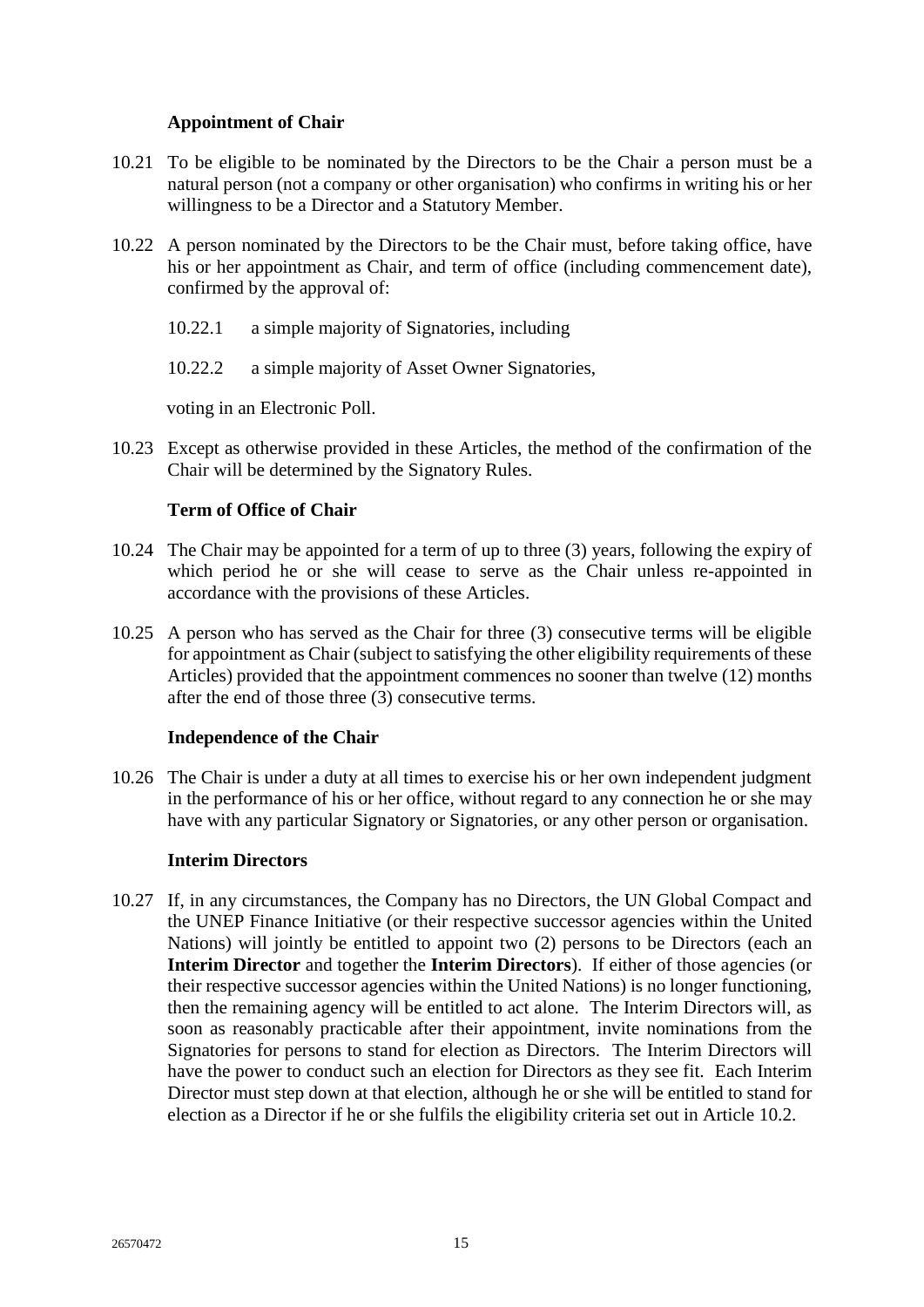### Appointment of Chair

10.21 To be eligible to be nominated by the Directors to be the Chair a person must be a natural person (not a company or other organisation) who confirms in writing his or her willingness to be a Director and a Statutory Member.

10.22 A person nominated by the Directors to be the Chair must, before taking office, have his or her appointment as Chair, and term of office (including commencement date), confirmed by the approval of:

10.22.1 a simple majority of Signatories, including

10.22.2 a simple majority of Asset Owner Signatories,

voting in an Electronic Poll.

10.23 Except as otherwise provided in these Articles, the method of the confirmation of the Chair will be determined by the Signatory Rules.

### Term of Office of Chair

10.24 The Chair may be appointed for a term of up to three (3) years, following the expiry of which period he or she will cease to serve as the Chair unless re-appointed in accordance with the provisions of these Articles.

10.25 A person who has served as the Chair for three (3) consecutive terms will be eligible for appointment as Chair (subject to satisfying the other eligibility requirements of these Articles) provided that the appointment commences no sooner than twelve (12) months after the end of those three (3) consecutive terms.

### Independence of the Chair

10.26 The Chair is under a duty at all times to exercise his or her own independent judgment in the performance of his or her office, without regard to any connection he or she may have with any particular Signatory or Signatories, or any other person or organisation.

### Interim Directors

10.27 If, in any circumstances, the Company has no Directors, the UN Global Compact and the UNEP Finance Initiative (or their respective successor agencies within the United Nations) will jointly be entitled to appoint two (2) persons to be Directors (each an **Interim Director** and together the **Interim Directors**). If either of those agencies (or their respective successor agencies within the United Nations) is no longer functioning, then the remaining agency will be entitled to act alone. The Interim Directors will, as soon as reasonably practicable after their appointment, invite nominations from the Signatories for persons to stand for election as Directors. The Interim Directors will have the power to conduct such an election for Directors as they see fit. Each Interim Director must step down at that election, although he or she will be entitled to stand for election as a Director if he or she fulfils the eligibility criteria set out in Article 10.2.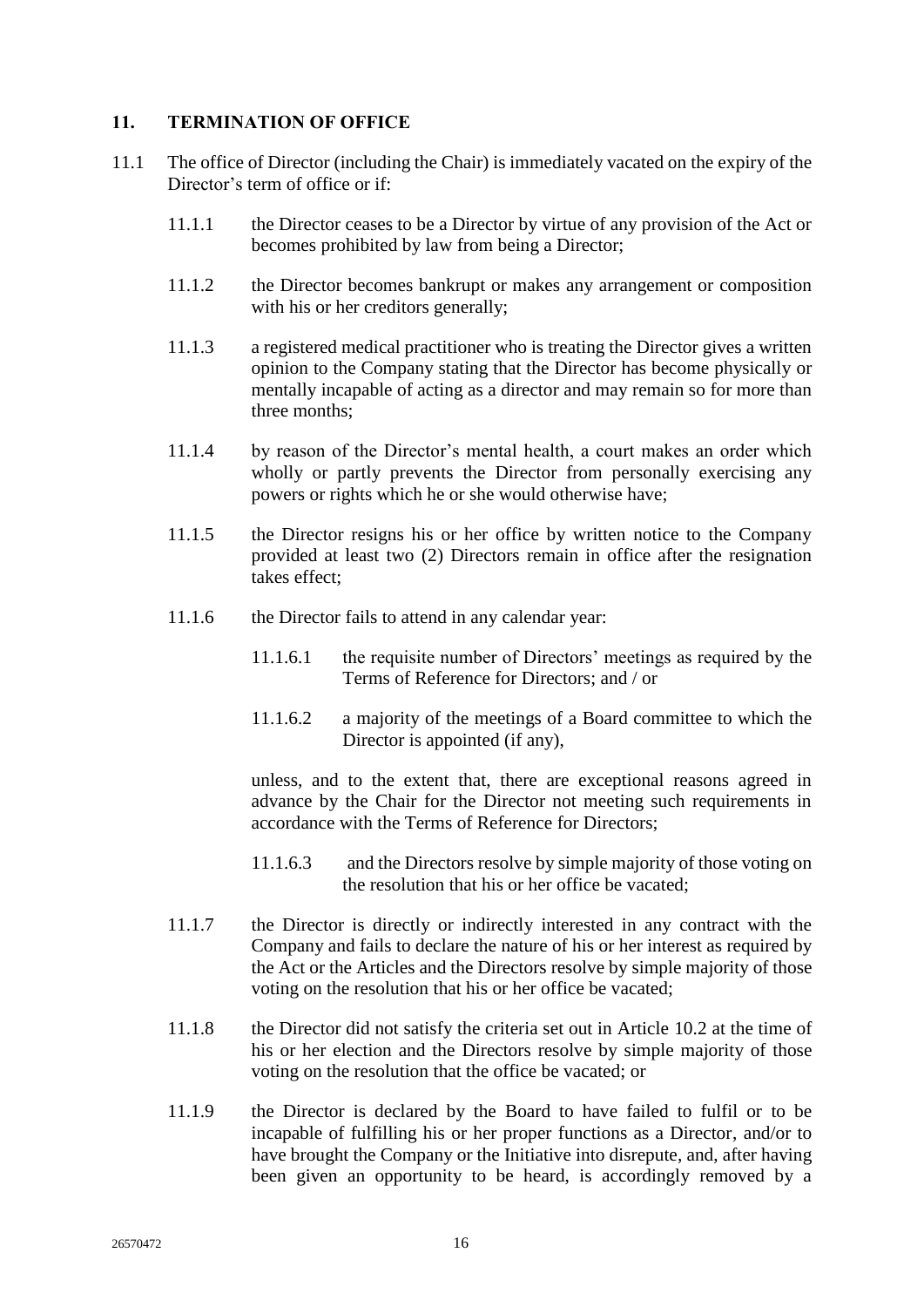## 11. TERMINATION OF OFFICE

11.1 The office of Director (including the Chair) is immediately vacated on the expiry of the Director's term of office or if:

11.1.1 the Director ceases to be a Director by virtue of any provision of the Act or becomes prohibited by law from being a Director;

11.1.2 the Director becomes bankrupt or makes any arrangement or composition with his or her creditors generally;

11.1.3 a registered medical practitioner who is treating the Director gives a written opinion to the Company stating that the Director has become physically or mentally incapable of acting as a director and may remain so for more than three months;

11.1.4 by reason of the Director's mental health, a court makes an order which wholly or partly prevents the Director from personally exercising any powers or rights which he or she would otherwise have;

11.1.5 the Director resigns his or her office by written notice to the Company provided at least two (2) Directors remain in office after the resignation takes effect;

11.1.6 the Director fails to attend in any calendar year:

11.1.6.1 the requisite number of Directors' meetings as required by the Terms of Reference for Directors; and / or

11.1.6.2 a majority of the meetings of a Board committee to which the Director is appointed (if any),

unless, and to the extent that, there are exceptional reasons agreed in advance by the Chair for the Director not meeting such requirements in accordance with the Terms of Reference for Directors;

11.1.6.3 and the Directors resolve by simple majority of those voting on the resolution that his or her office be vacated;

11.1.7 the Director is directly or indirectly interested in any contract with the Company and fails to declare the nature of his or her interest as required by the Act or the Articles and the Directors resolve by simple majority of those voting on the resolution that his or her office be vacated;

11.1.8 the Director did not satisfy the criteria set out in Article 10.2 at the time of his or her election and the Directors resolve by simple majority of those voting on the resolution that the office be vacated; or

11.1.9 the Director is declared by the Board to have failed to fulfil or to be incapable of fulfilling his or her proper functions as a Director, and/or to have brought the Company or the Initiative into disrepute, and, after having been given an opportunity to be heard, is accordingly removed by a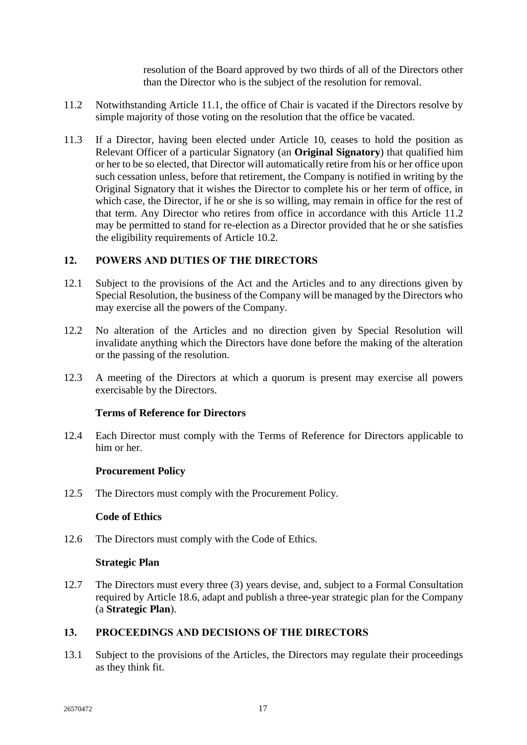resolution of the Board approved by two thirds of all of the Directors other than the Director who is the subject of the resolution for removal.

11.2 Notwithstanding Article 11.1, the office of Chair is vacated if the Directors resolve by simple majority of those voting on the resolution that the office be vacated.

11.3 If a Director, having been elected under Article 10, ceases to hold the position as Relevant Officer of a particular Signatory (an **Original Signatory**) that qualified him or her to be so elected, that Director will automatically retire from his or her office upon such cessation unless, before that retirement, the Company is notified in writing by the Original Signatory that it wishes the Director to complete his or her term of office, in which case, the Director, if he or she is so willing, may remain in office for the rest of that term. Any Director who retires from office in accordance with this Article 11.2 may be permitted to stand for re-election as a Director provided that he or she satisfies the eligibility requirements of Article 10.2.

## 12. POWERS AND DUTIES OF THE DIRECTORS

12.1 Subject to the provisions of the Act and the Articles and to any directions given by Special Resolution, the business of the Company will be managed by the Directors who may exercise all the powers of the Company.

12.2 No alteration of the Articles and no direction given by Special Resolution will invalidate anything which the Directors have done before the making of the alteration or the passing of the resolution.

12.3 A meeting of the Directors at which a quorum is present may exercise all powers exercisable by the Directors.

**Terms of Reference for Directors**

12.4 Each Director must comply with the Terms of Reference for Directors applicable to him or her.

**Procurement Policy**

12.5 The Directors must comply with the Procurement Policy.

**Code of Ethics**

12.6 The Directors must comply with the Code of Ethics.

**Strategic Plan**

12.7 The Directors must every three (3) years devise, and, subject to a Formal Consultation required by Article 18.6, adapt and publish a three-year strategic plan for the Company (a **Strategic Plan**).

## 13. PROCEEDINGS AND DECISIONS OF THE DIRECTORS

13.1 Subject to the provisions of the Articles, the Directors may regulate their proceedings as they think fit.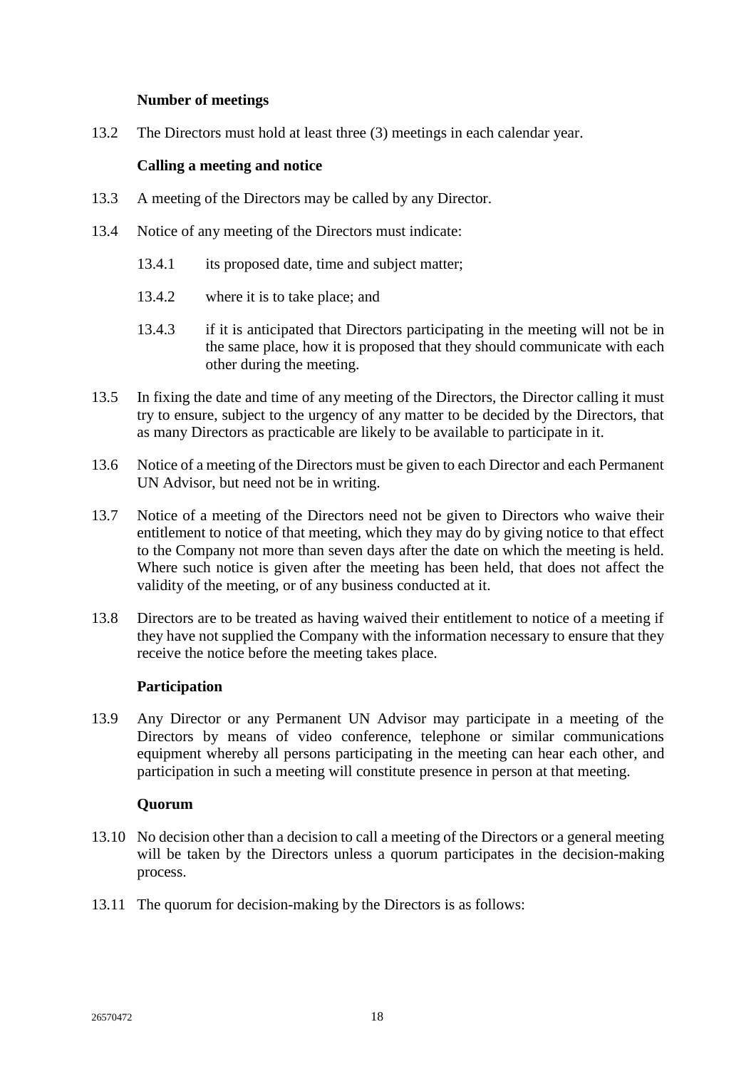**Number of meetings**

13.2 The Directors must hold at least three (3) meetings in each calendar year.

**Calling a meeting and notice**

13.3 A meeting of the Directors may be called by any Director.

13.4 Notice of any meeting of the Directors must indicate:

13.4.1 its proposed date, time and subject matter;

13.4.2 where it is to take place; and

13.4.3 if it is anticipated that Directors participating in the meeting will not be in the same place, how it is proposed that they should communicate with each other during the meeting.

13.5 In fixing the date and time of any meeting of the Directors, the Director calling it must try to ensure, subject to the urgency of any matter to be decided by the Directors, that as many Directors as practicable are likely to be available to participate in it.

13.6 Notice of a meeting of the Directors must be given to each Director and each Permanent UN Advisor, but need not be in writing.

13.7 Notice of a meeting of the Directors need not be given to Directors who waive their entitlement to notice of that meeting, which they may do by giving notice to that effect to the Company not more than seven days after the date on which the meeting is held. Where such notice is given after the meeting has been held, that does not affect the validity of the meeting, or of any business conducted at it.

13.8 Directors are to be treated as having waived their entitlement to notice of a meeting if they have not supplied the Company with the information necessary to ensure that they receive the notice before the meeting takes place.

**Participation**

13.9 Any Director or any Permanent UN Advisor may participate in a meeting of the Directors by means of video conference, telephone or similar communications equipment whereby all persons participating in the meeting can hear each other, and participation in such a meeting will constitute presence in person at that meeting.

**Quorum**

13.10 No decision other than a decision to call a meeting of the Directors or a general meeting will be taken by the Directors unless a quorum participates in the decision-making process.

13.11 The quorum for decision-making by the Directors is as follows: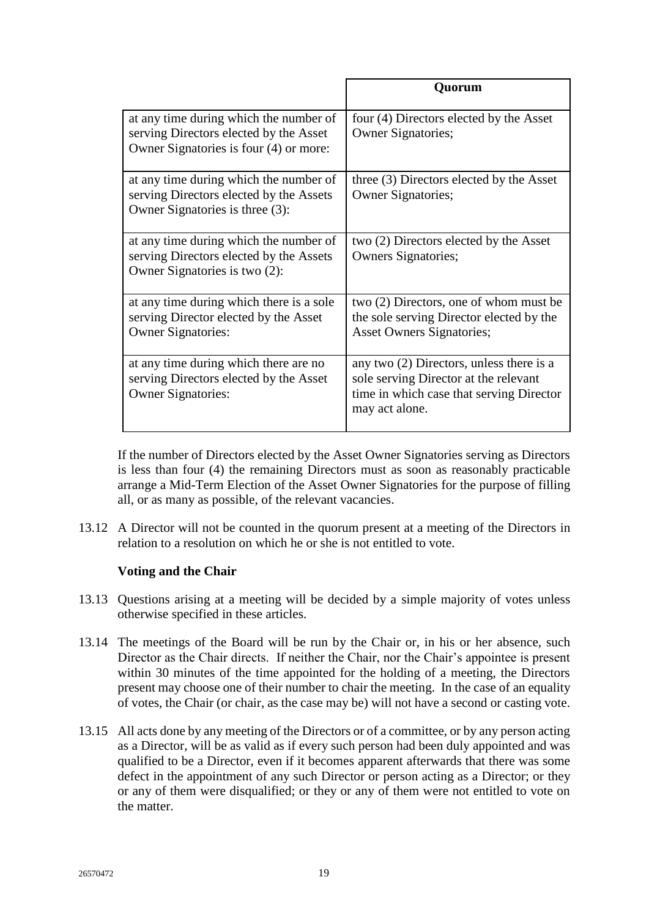| | Quorum |
|---|---|
| at any time during which the number of serving Directors elected by the Asset Owner Signatories is four (4) or more: | four (4) Directors elected by the Asset Owner Signatories; |
| at any time during which the number of serving Directors elected by the Assets Owner Signatories is three (3): | three (3) Directors elected by the Asset Owner Signatories; |
| at any time during which the number of serving Directors elected by the Assets Owner Signatories is two (2): | two (2) Directors elected by the Asset Owners Signatories; |
| at any time during which there is a sole serving Director elected by the Asset Owner Signatories: | two (2) Directors, one of whom must be the sole serving Director elected by the Asset Owners Signatories; |
| at any time during which there are no serving Directors elected by the Asset Owner Signatories: | any two (2) Directors, unless there is a sole serving Director at the relevant time in which case that serving Director may act alone. |

If the number of Directors elected by the Asset Owner Signatories serving as Directors is less than four (4) the remaining Directors must as soon as reasonably practicable arrange a Mid-Term Election of the Asset Owner Signatories for the purpose of filling all, or as many as possible, of the relevant vacancies.

13.12 A Director will not be counted in the quorum present at a meeting of the Directors in relation to a resolution on which he or she is not entitled to vote.

**Voting and the Chair**

13.13 Questions arising at a meeting will be decided by a simple majority of votes unless otherwise specified in these articles.

13.14 The meetings of the Board will be run by the Chair or, in his or her absence, such Director as the Chair directs. If neither the Chair, nor the Chair's appointee is present within 30 minutes of the time appointed for the holding of a meeting, the Directors present may choose one of their number to chair the meeting. In the case of an equality of votes, the Chair (or chair, as the case may be) will not have a second or casting vote.

13.15 All acts done by any meeting of the Directors or of a committee, or by any person acting as a Director, will be as valid as if every such person had been duly appointed and was qualified to be a Director, even if it becomes apparent afterwards that there was some defect in the appointment of any such Director or person acting as a Director; or they or any of them were disqualified; or they or any of them were not entitled to vote on the matter.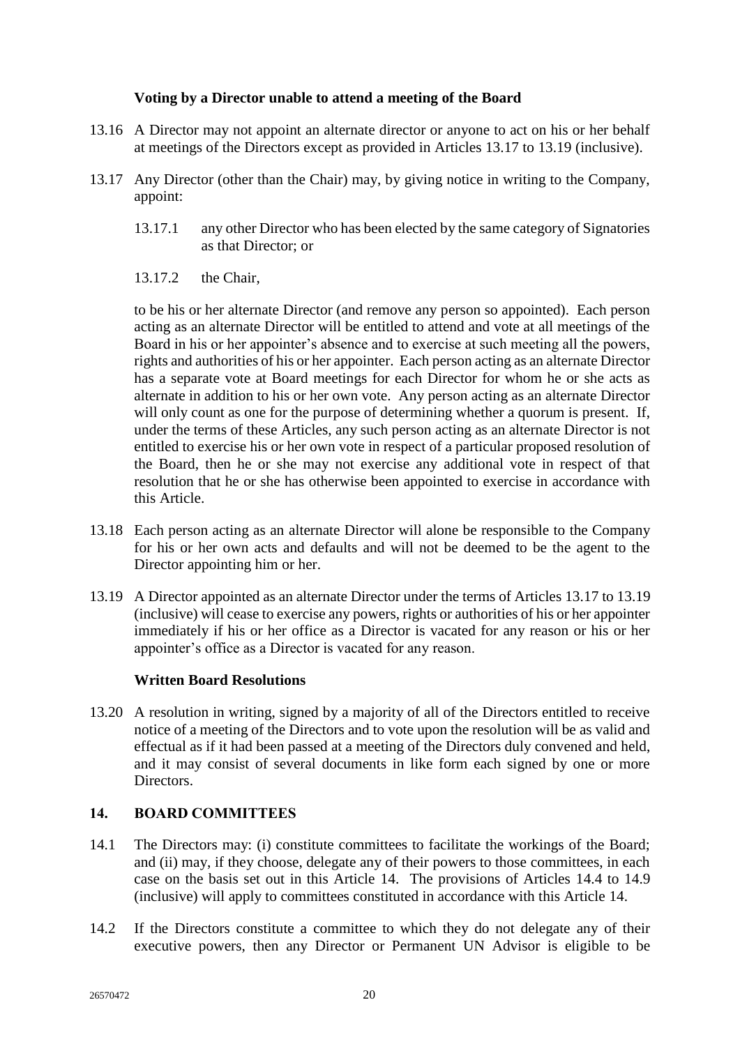### Voting by a Director unable to attend a meeting of the Board

13.16 A Director may not appoint an alternate director or anyone to act on his or her behalf at meetings of the Directors except as provided in Articles 13.17 to 13.19 (inclusive).

13.17 Any Director (other than the Chair) may, by giving notice in writing to the Company, appoint:

13.17.1 any other Director who has been elected by the same category of Signatories as that Director; or

13.17.2 the Chair,

to be his or her alternate Director (and remove any person so appointed). Each person acting as an alternate Director will be entitled to attend and vote at all meetings of the Board in his or her appointer's absence and to exercise at such meeting all the powers, rights and authorities of his or her appointer. Each person acting as an alternate Director has a separate vote at Board meetings for each Director for whom he or she acts as alternate in addition to his or her own vote. Any person acting as an alternate Director will only count as one for the purpose of determining whether a quorum is present. If, under the terms of these Articles, any such person acting as an alternate Director is not entitled to exercise his or her own vote in respect of a particular proposed resolution of the Board, then he or she may not exercise any additional vote in respect of that resolution that he or she has otherwise been appointed to exercise in accordance with this Article.

13.18 Each person acting as an alternate Director will alone be responsible to the Company for his or her own acts and defaults and will not be deemed to be the agent to the Director appointing him or her.

13.19 A Director appointed as an alternate Director under the terms of Articles 13.17 to 13.19 (inclusive) will cease to exercise any powers, rights or authorities of his or her appointer immediately if his or her office as a Director is vacated for any reason or his or her appointer's office as a Director is vacated for any reason.

### Written Board Resolutions

13.20 A resolution in writing, signed by a majority of all of the Directors entitled to receive notice of a meeting of the Directors and to vote upon the resolution will be as valid and effectual as if it had been passed at a meeting of the Directors duly convened and held, and it may consist of several documents in like form each signed by one or more Directors.

## 14. BOARD COMMITTEES

14.1 The Directors may: (i) constitute committees to facilitate the workings of the Board; and (ii) may, if they choose, delegate any of their powers to those committees, in each case on the basis set out in this Article 14. The provisions of Articles 14.4 to 14.9 (inclusive) will apply to committees constituted in accordance with this Article 14.

14.2 If the Directors constitute a committee to which they do not delegate any of their executive powers, then any Director or Permanent UN Advisor is eligible to be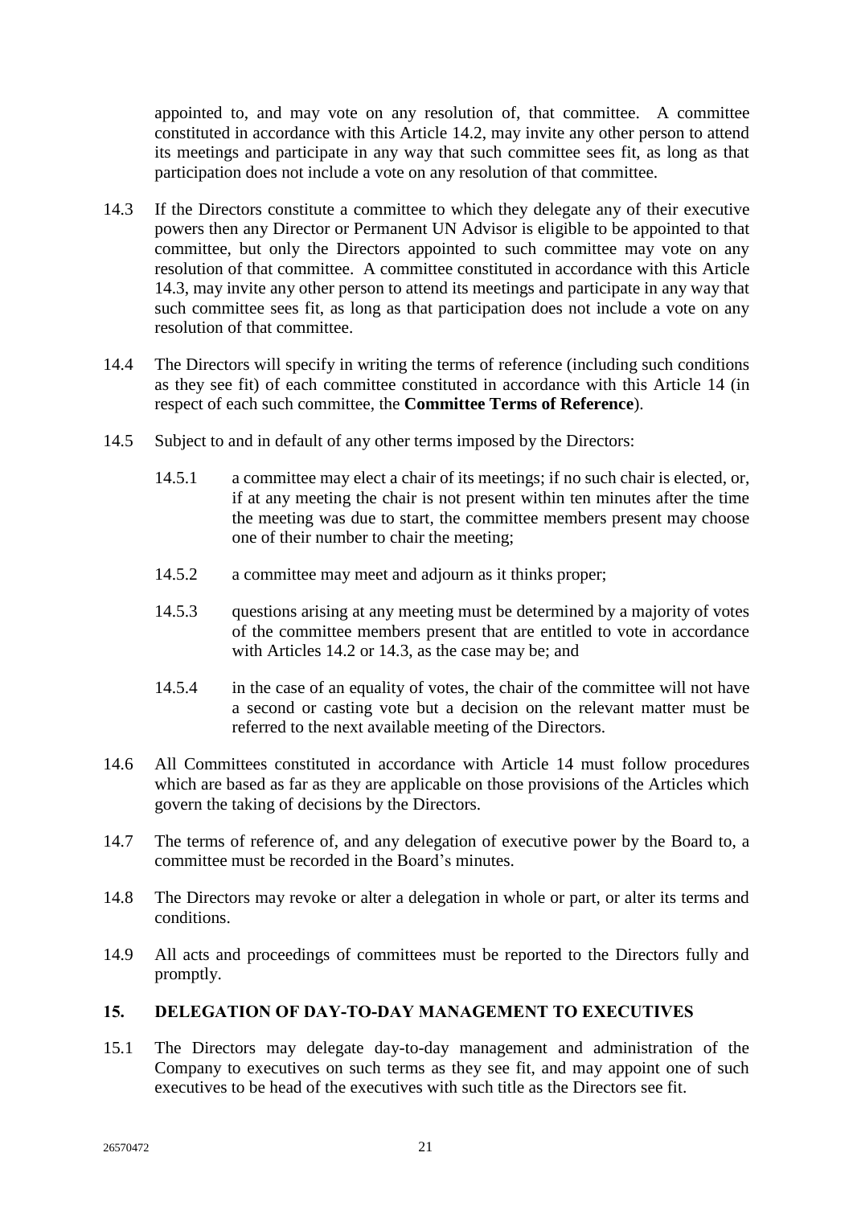appointed to, and may vote on any resolution of, that committee. A committee constituted in accordance with this Article 14.2, may invite any other person to attend its meetings and participate in any way that such committee sees fit, as long as that participation does not include a vote on any resolution of that committee.

14.3 If the Directors constitute a committee to which they delegate any of their executive powers then any Director or Permanent UN Advisor is eligible to be appointed to that committee, but only the Directors appointed to such committee may vote on any resolution of that committee. A committee constituted in accordance with this Article 14.3, may invite any other person to attend its meetings and participate in any way that such committee sees fit, as long as that participation does not include a vote on any resolution of that committee.

14.4 The Directors will specify in writing the terms of reference (including such conditions as they see fit) of each committee constituted in accordance with this Article 14 (in respect of each such committee, the **Committee Terms of Reference**).

14.5 Subject to and in default of any other terms imposed by the Directors:

14.5.1 a committee may elect a chair of its meetings; if no such chair is elected, or, if at any meeting the chair is not present within ten minutes after the time the meeting was due to start, the committee members present may choose one of their number to chair the meeting;

14.5.2 a committee may meet and adjourn as it thinks proper;

14.5.3 questions arising at any meeting must be determined by a majority of votes of the committee members present that are entitled to vote in accordance with Articles 14.2 or 14.3, as the case may be; and

14.5.4 in the case of an equality of votes, the chair of the committee will not have a second or casting vote but a decision on the relevant matter must be referred to the next available meeting of the Directors.

14.6 All Committees constituted in accordance with Article 14 must follow procedures which are based as far as they are applicable on those provisions of the Articles which govern the taking of decisions by the Directors.

14.7 The terms of reference of, and any delegation of executive power by the Board to, a committee must be recorded in the Board's minutes.

14.8 The Directors may revoke or alter a delegation in whole or part, or alter its terms and conditions.

14.9 All acts and proceedings of committees must be reported to the Directors fully and promptly.

## 15. DELEGATION OF DAY-TO-DAY MANAGEMENT TO EXECUTIVES

15.1 The Directors may delegate day-to-day management and administration of the Company to executives on such terms as they see fit, and may appoint one of such executives to be head of the executives with such title as the Directors see fit.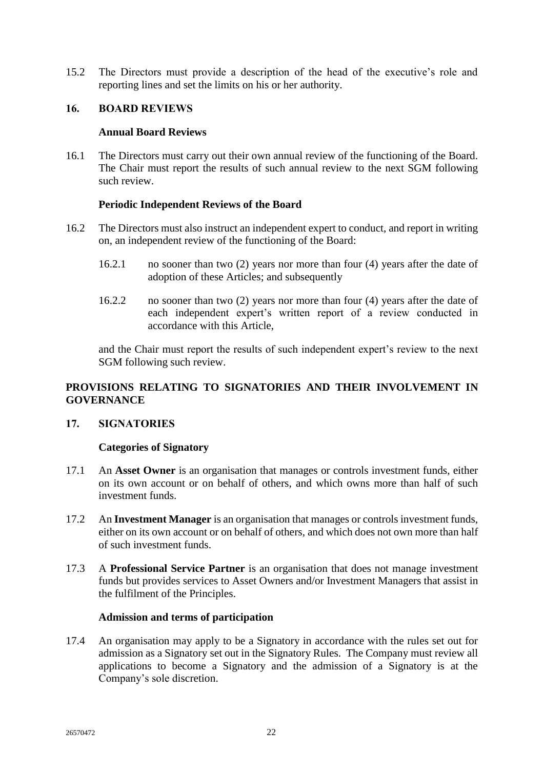15.2 The Directors must provide a description of the head of the executive's role and reporting lines and set the limits on his or her authority.

## 16. BOARD REVIEWS

### Annual Board Reviews

16.1 The Directors must carry out their own annual review of the functioning of the Board. The Chair must report the results of such annual review to the next SGM following such review.

### Periodic Independent Reviews of the Board

16.2 The Directors must also instruct an independent expert to conduct, and report in writing on, an independent review of the functioning of the Board:

16.2.1 no sooner than two (2) years nor more than four (4) years after the date of adoption of these Articles; and subsequently

16.2.2 no sooner than two (2) years nor more than four (4) years after the date of each independent expert's written report of a review conducted in accordance with this Article,

and the Chair must report the results of such independent expert's review to the next SGM following such review.

## PROVISIONS RELATING TO SIGNATORIES AND THEIR INVOLVEMENT IN GOVERNANCE

## 17. SIGNATORIES

### Categories of Signatory

17.1 An **Asset Owner** is an organisation that manages or controls investment funds, either on its own account or on behalf of others, and which owns more than half of such investment funds.

17.2 An **Investment Manager** is an organisation that manages or controls investment funds, either on its own account or on behalf of others, and which does not own more than half of such investment funds.

17.3 A **Professional Service Partner** is an organisation that does not manage investment funds but provides services to Asset Owners and/or Investment Managers that assist in the fulfilment of the Principles.

### Admission and terms of participation

17.4 An organisation may apply to be a Signatory in accordance with the rules set out for admission as a Signatory set out in the Signatory Rules. The Company must review all applications to become a Signatory and the admission of a Signatory is at the Company's sole discretion.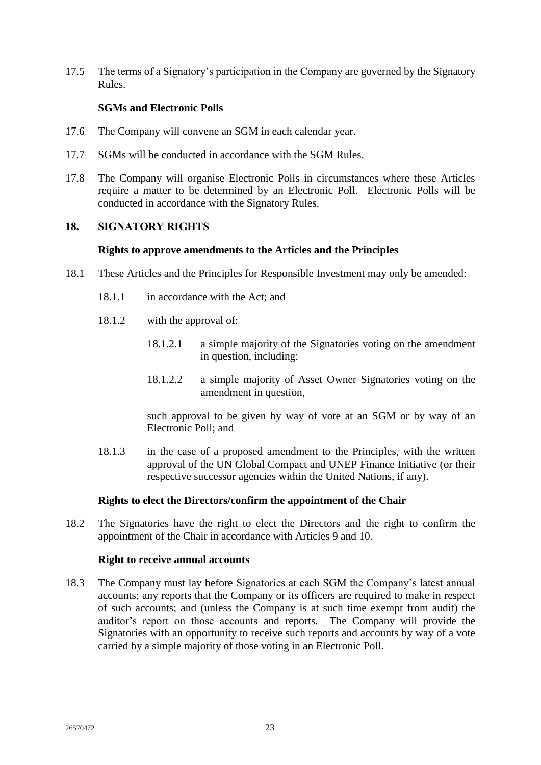17.5 The terms of a Signatory's participation in the Company are governed by the Signatory Rules.

**SGMs and Electronic Polls**

17.6 The Company will convene an SGM in each calendar year.

17.7 SGMs will be conducted in accordance with the SGM Rules.

17.8 The Company will organise Electronic Polls in circumstances where these Articles require a matter to be determined by an Electronic Poll. Electronic Polls will be conducted in accordance with the Signatory Rules.

## 18. SIGNATORY RIGHTS

**Rights to approve amendments to the Articles and the Principles**

18.1 These Articles and the Principles for Responsible Investment may only be amended:

18.1.1 in accordance with the Act; and

18.1.2 with the approval of:

18.1.2.1 a simple majority of the Signatories voting on the amendment in question, including:

18.1.2.2 a simple majority of Asset Owner Signatories voting on the amendment in question,

such approval to be given by way of vote at an SGM or by way of an Electronic Poll; and

18.1.3 in the case of a proposed amendment to the Principles, with the written approval of the UN Global Compact and UNEP Finance Initiative (or their respective successor agencies within the United Nations, if any).

**Rights to elect the Directors/confirm the appointment of the Chair**

18.2 The Signatories have the right to elect the Directors and the right to confirm the appointment of the Chair in accordance with Articles 9 and 10.

**Right to receive annual accounts**

18.3 The Company must lay before Signatories at each SGM the Company's latest annual accounts; any reports that the Company or its officers are required to make in respect of such accounts; and (unless the Company is at such time exempt from audit) the auditor's report on those accounts and reports. The Company will provide the Signatories with an opportunity to receive such reports and accounts by way of a vote carried by a simple majority of those voting in an Electronic Poll.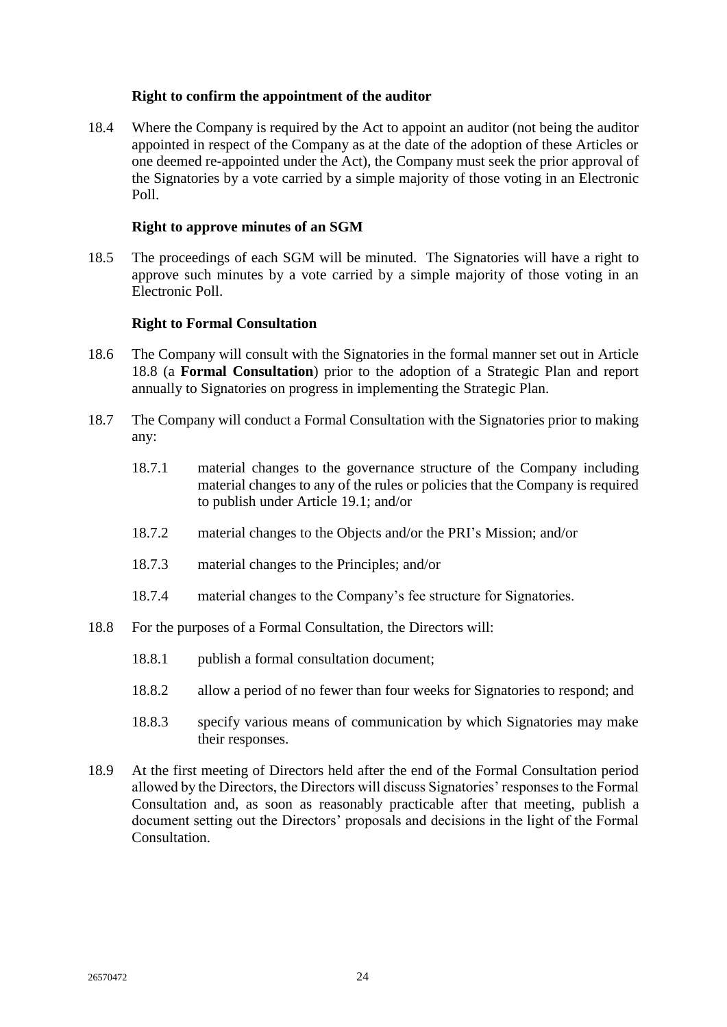**Right to confirm the appointment of the auditor**

18.4 Where the Company is required by the Act to appoint an auditor (not being the auditor appointed in respect of the Company as at the date of the adoption of these Articles or one deemed re-appointed under the Act), the Company must seek the prior approval of the Signatories by a vote carried by a simple majority of those voting in an Electronic Poll.

**Right to approve minutes of an SGM**

18.5 The proceedings of each SGM will be minuted. The Signatories will have a right to approve such minutes by a vote carried by a simple majority of those voting in an Electronic Poll.

**Right to Formal Consultation**

18.6 The Company will consult with the Signatories in the formal manner set out in Article 18.8 (a **Formal Consultation**) prior to the adoption of a Strategic Plan and report annually to Signatories on progress in implementing the Strategic Plan.

18.7 The Company will conduct a Formal Consultation with the Signatories prior to making any:

18.7.1 material changes to the governance structure of the Company including material changes to any of the rules or policies that the Company is required to publish under Article 19.1; and/or

18.7.2 material changes to the Objects and/or the PRI's Mission; and/or

18.7.3 material changes to the Principles; and/or

18.7.4 material changes to the Company's fee structure for Signatories.

18.8 For the purposes of a Formal Consultation, the Directors will:

18.8.1 publish a formal consultation document;

18.8.2 allow a period of no fewer than four weeks for Signatories to respond; and

18.8.3 specify various means of communication by which Signatories may make their responses.

18.9 At the first meeting of Directors held after the end of the Formal Consultation period allowed by the Directors, the Directors will discuss Signatories' responses to the Formal Consultation and, as soon as reasonably practicable after that meeting, publish a document setting out the Directors' proposals and decisions in the light of the Formal Consultation.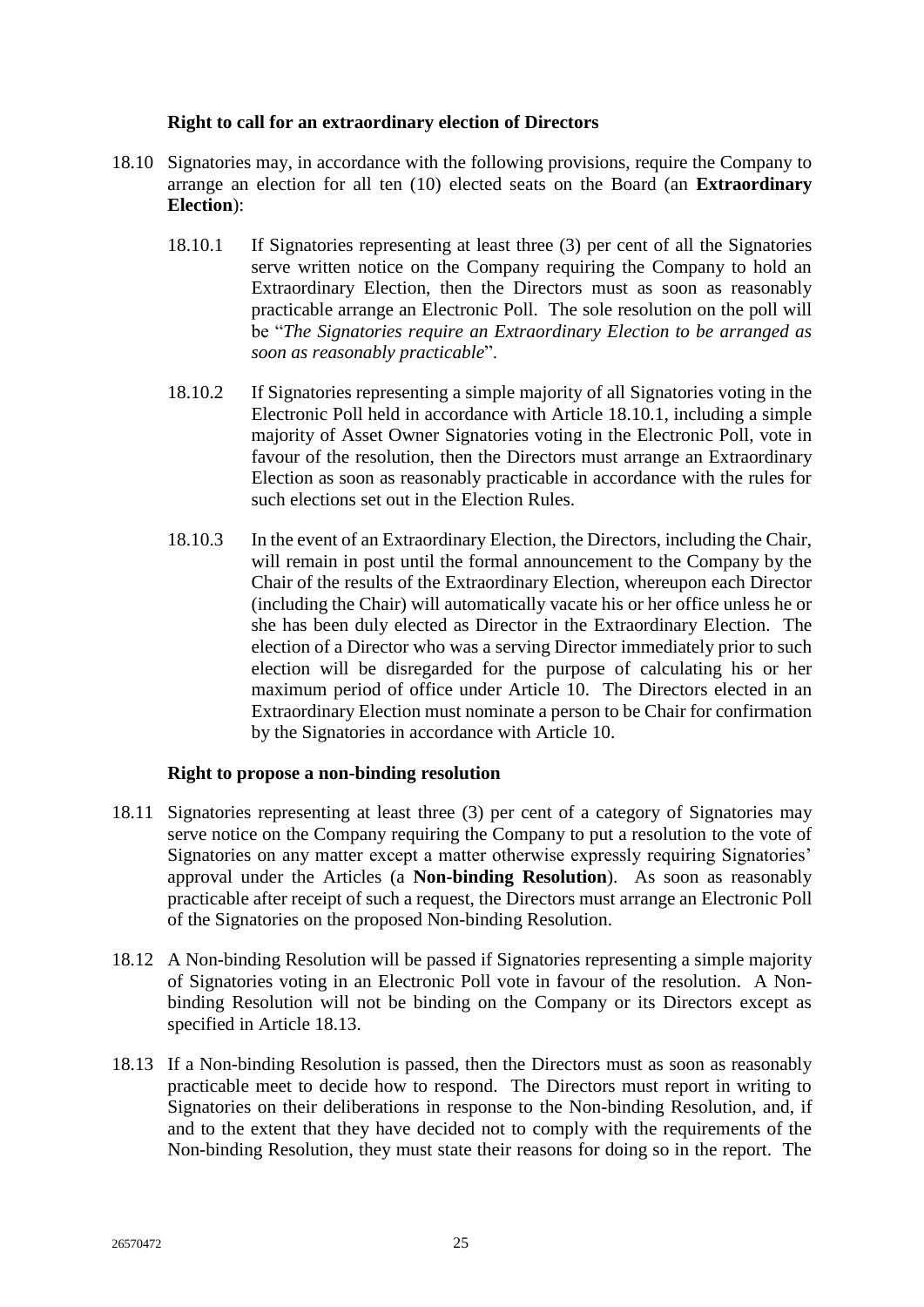**Right to call for an extraordinary election of Directors**

18.10 Signatories may, in accordance with the following provisions, require the Company to arrange an election for all ten (10) elected seats on the Board (an **Extraordinary Election**):

18.10.1 If Signatories representing at least three (3) per cent of all the Signatories serve written notice on the Company requiring the Company to hold an Extraordinary Election, then the Directors must as soon as reasonably practicable arrange an Electronic Poll. The sole resolution on the poll will be "*The Signatories require an Extraordinary Election to be arranged as soon as reasonably practicable*".

18.10.2 If Signatories representing a simple majority of all Signatories voting in the Electronic Poll held in accordance with Article 18.10.1, including a simple majority of Asset Owner Signatories voting in the Electronic Poll, vote in favour of the resolution, then the Directors must arrange an Extraordinary Election as soon as reasonably practicable in accordance with the rules for such elections set out in the Election Rules.

18.10.3 In the event of an Extraordinary Election, the Directors, including the Chair, will remain in post until the formal announcement to the Company by the Chair of the results of the Extraordinary Election, whereupon each Director (including the Chair) will automatically vacate his or her office unless he or she has been duly elected as Director in the Extraordinary Election. The election of a Director who was a serving Director immediately prior to such election will be disregarded for the purpose of calculating his or her maximum period of office under Article 10. The Directors elected in an Extraordinary Election must nominate a person to be Chair for confirmation by the Signatories in accordance with Article 10.

**Right to propose a non-binding resolution**

18.11 Signatories representing at least three (3) per cent of a category of Signatories may serve notice on the Company requiring the Company to put a resolution to the vote of Signatories on any matter except a matter otherwise expressly requiring Signatories' approval under the Articles (a **Non-binding Resolution**). As soon as reasonably practicable after receipt of such a request, the Directors must arrange an Electronic Poll of the Signatories on the proposed Non-binding Resolution.

18.12 A Non-binding Resolution will be passed if Signatories representing a simple majority of Signatories voting in an Electronic Poll vote in favour of the resolution. A Non-binding Resolution will not be binding on the Company or its Directors except as specified in Article 18.13.

18.13 If a Non-binding Resolution is passed, then the Directors must as soon as reasonably practicable meet to decide how to respond. The Directors must report in writing to Signatories on their deliberations in response to the Non-binding Resolution, and, if and to the extent that they have decided not to comply with the requirements of the Non-binding Resolution, they must state their reasons for doing so in the report. The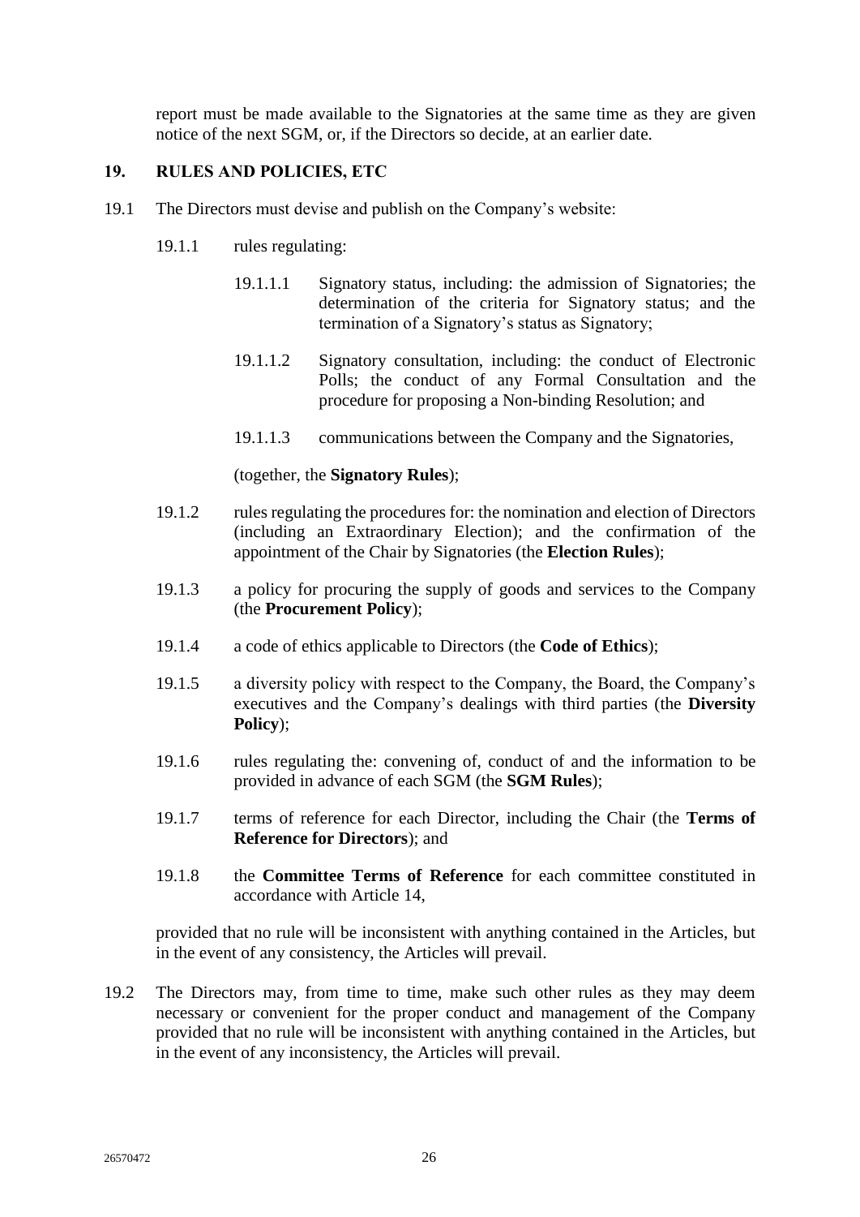report must be made available to the Signatories at the same time as they are given notice of the next SGM, or, if the Directors so decide, at an earlier date.

## 19. RULES AND POLICIES, ETC

19.1 The Directors must devise and publish on the Company's website:

19.1.1 rules regulating:

19.1.1.1 Signatory status, including: the admission of Signatories; the determination of the criteria for Signatory status; and the termination of a Signatory's status as Signatory;

19.1.1.2 Signatory consultation, including: the conduct of Electronic Polls; the conduct of any Formal Consultation and the procedure for proposing a Non-binding Resolution; and

19.1.1.3 communications between the Company and the Signatories,

(together, the **Signatory Rules**);

19.1.2 rules regulating the procedures for: the nomination and election of Directors (including an Extraordinary Election); and the confirmation of the appointment of the Chair by Signatories (the **Election Rules**);

19.1.3 a policy for procuring the supply of goods and services to the Company (the **Procurement Policy**);

19.1.4 a code of ethics applicable to Directors (the **Code of Ethics**);

19.1.5 a diversity policy with respect to the Company, the Board, the Company's executives and the Company's dealings with third parties (the **Diversity Policy**);

19.1.6 rules regulating the: convening of, conduct of and the information to be provided in advance of each SGM (the **SGM Rules**);

19.1.7 terms of reference for each Director, including the Chair (the **Terms of Reference for Directors**); and

19.1.8 the **Committee Terms of Reference** for each committee constituted in accordance with Article 14,

provided that no rule will be inconsistent with anything contained in the Articles, but in the event of any consistency, the Articles will prevail.

19.2 The Directors may, from time to time, make such other rules as they may deem necessary or convenient for the proper conduct and management of the Company provided that no rule will be inconsistent with anything contained in the Articles, but in the event of any inconsistency, the Articles will prevail.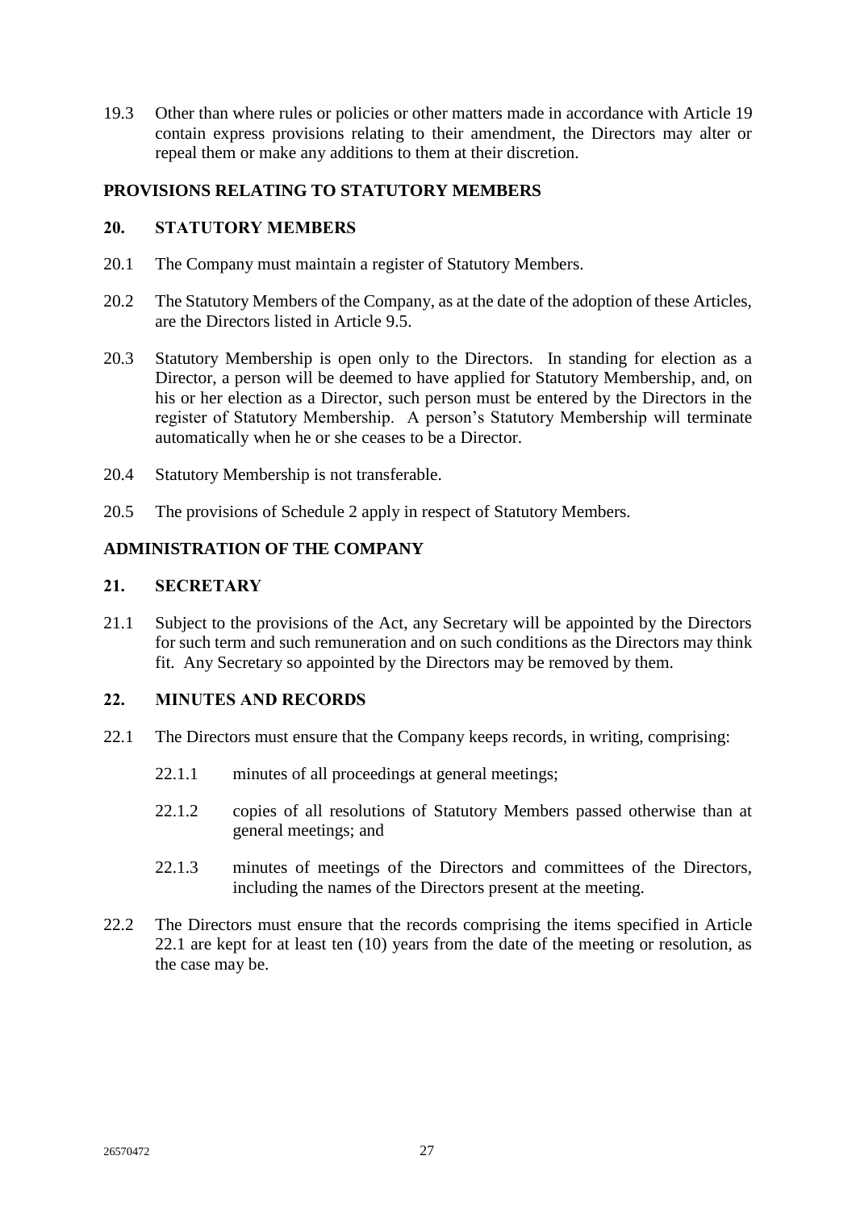19.3 Other than where rules or policies or other matters made in accordance with Article 19 contain express provisions relating to their amendment, the Directors may alter or repeal them or make any additions to them at their discretion.

## PROVISIONS RELATING TO STATUTORY MEMBERS

### 20. STATUTORY MEMBERS

20.1 The Company must maintain a register of Statutory Members.

20.2 The Statutory Members of the Company, as at the date of the adoption of these Articles, are the Directors listed in Article 9.5.

20.3 Statutory Membership is open only to the Directors. In standing for election as a Director, a person will be deemed to have applied for Statutory Membership, and, on his or her election as a Director, such person must be entered by the Directors in the register of Statutory Membership. A person's Statutory Membership will terminate automatically when he or she ceases to be a Director.

20.4 Statutory Membership is not transferable.

20.5 The provisions of Schedule 2 apply in respect of Statutory Members.

## ADMINISTRATION OF THE COMPANY

### 21. SECRETARY

21.1 Subject to the provisions of the Act, any Secretary will be appointed by the Directors for such term and such remuneration and on such conditions as the Directors may think fit. Any Secretary so appointed by the Directors may be removed by them.

### 22. MINUTES AND RECORDS

22.1 The Directors must ensure that the Company keeps records, in writing, comprising:

22.1.1 minutes of all proceedings at general meetings;

22.1.2 copies of all resolutions of Statutory Members passed otherwise than at general meetings; and

22.1.3 minutes of meetings of the Directors and committees of the Directors, including the names of the Directors present at the meeting.

22.2 The Directors must ensure that the records comprising the items specified in Article 22.1 are kept for at least ten (10) years from the date of the meeting or resolution, as the case may be.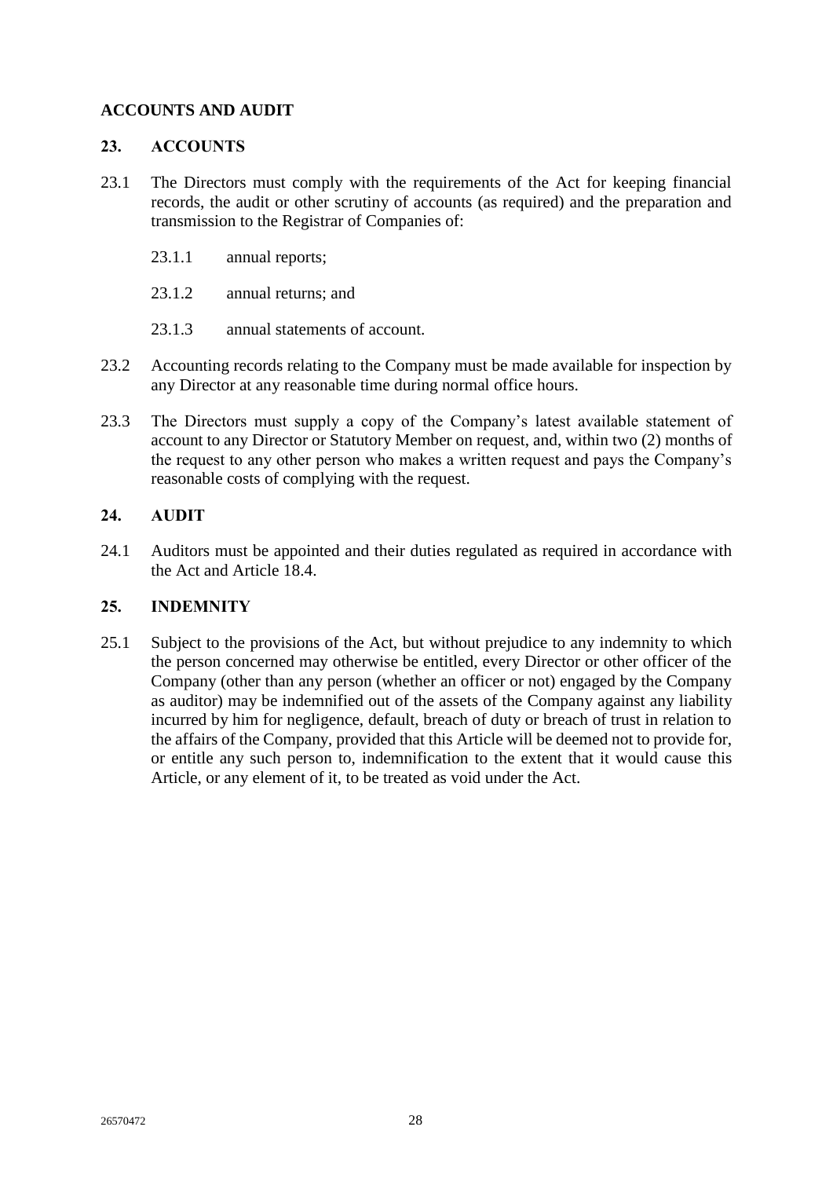## ACCOUNTS AND AUDIT

### 23. ACCOUNTS

23.1 The Directors must comply with the requirements of the Act for keeping financial records, the audit or other scrutiny of accounts (as required) and the preparation and transmission to the Registrar of Companies of:

23.1.1 annual reports;

23.1.2 annual returns; and

23.1.3 annual statements of account.

23.2 Accounting records relating to the Company must be made available for inspection by any Director at any reasonable time during normal office hours.

23.3 The Directors must supply a copy of the Company's latest available statement of account to any Director or Statutory Member on request, and, within two (2) months of the request to any other person who makes a written request and pays the Company's reasonable costs of complying with the request.

### 24. AUDIT

24.1 Auditors must be appointed and their duties regulated as required in accordance with the Act and Article 18.4.

### 25. INDEMNITY

25.1 Subject to the provisions of the Act, but without prejudice to any indemnity to which the person concerned may otherwise be entitled, every Director or other officer of the Company (other than any person (whether an officer or not) engaged by the Company as auditor) may be indemnified out of the assets of the Company against any liability incurred by him for negligence, default, breach of duty or breach of trust in relation to the affairs of the Company, provided that this Article will be deemed not to provide for, or entitle any such person to, indemnification to the extent that it would cause this Article, or any element of it, to be treated as void under the Act.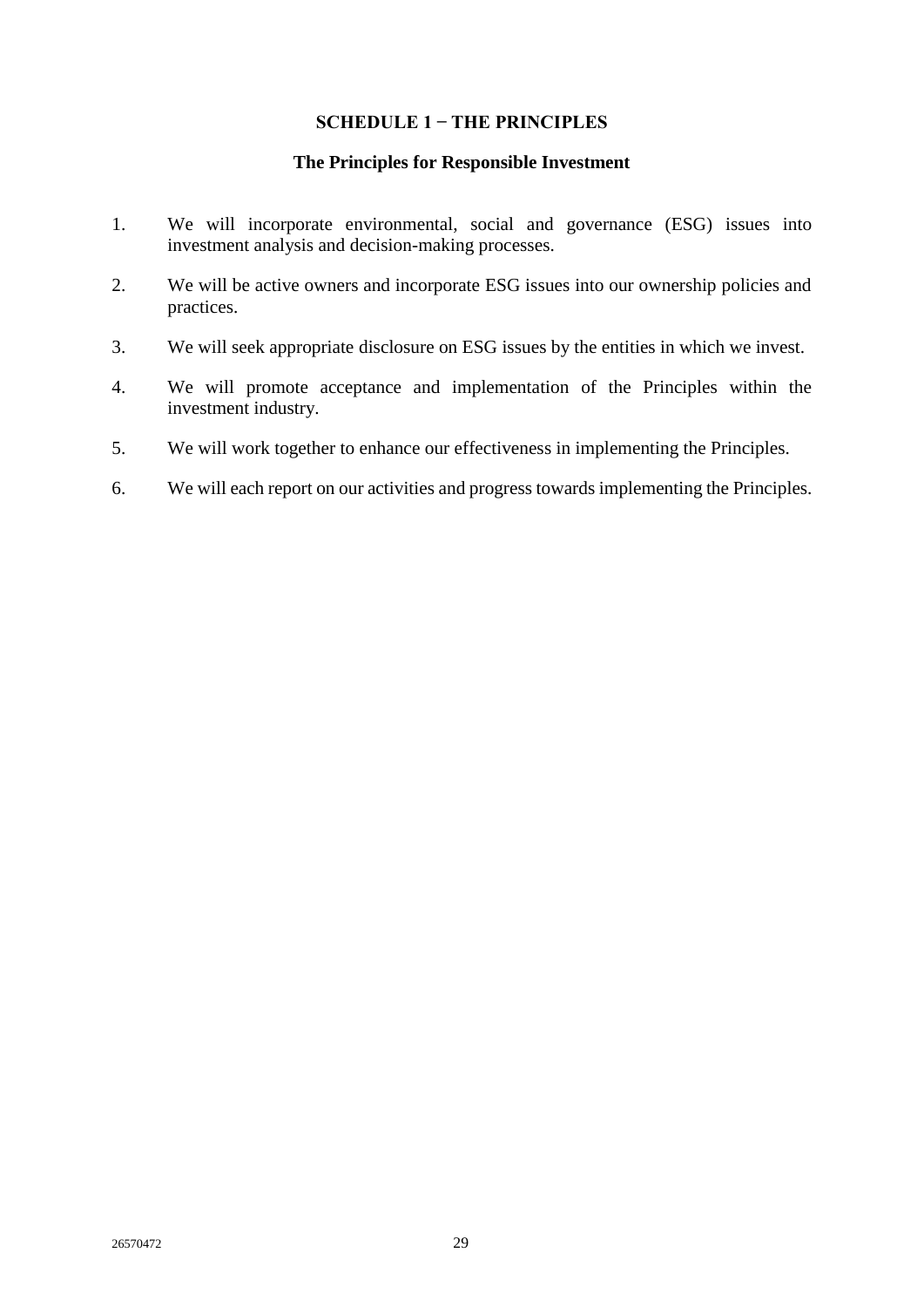## SCHEDULE 1 − THE PRINCIPLES

### The Principles for Responsible Investment

1. We will incorporate environmental, social and governance (ESG) issues into investment analysis and decision-making processes.
2. We will be active owners and incorporate ESG issues into our ownership policies and practices.
3. We will seek appropriate disclosure on ESG issues by the entities in which we invest.
4. We will promote acceptance and implementation of the Principles within the investment industry.
5. We will work together to enhance our effectiveness in implementing the Principles.
6. We will each report on our activities and progress towards implementing the Principles.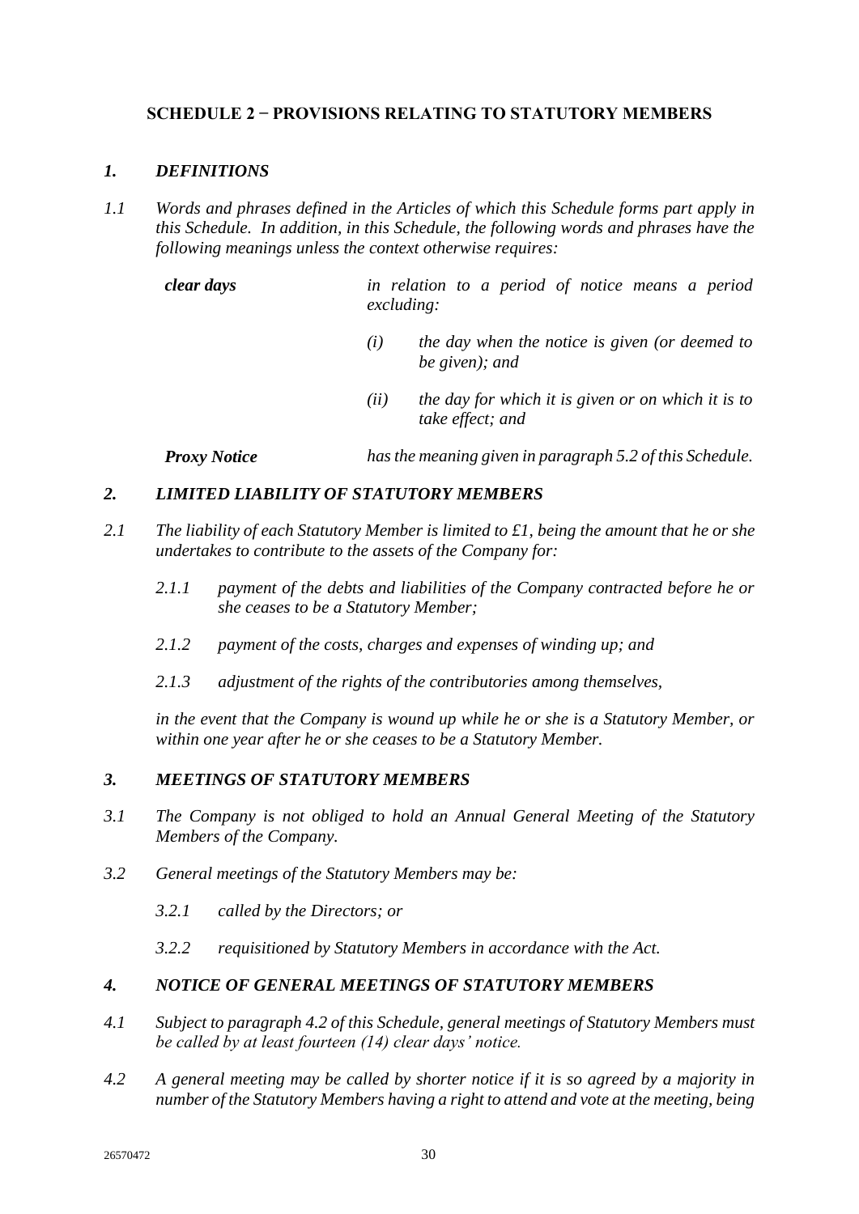## SCHEDULE 2 − PROVISIONS RELATING TO STATUTORY MEMBERS

### *1. DEFINITIONS*

*1.1 Words and phrases defined in the Articles of which this Schedule forms part apply in this Schedule. In addition, in this Schedule, the following words and phrases have the following meanings unless the context otherwise requires:*

***clear days*** *in relation to a period of notice means a period excluding:*

*(i) the day when the notice is given (or deemed to be given); and*

*(ii) the day for which it is given or on which it is to take effect; and*

***Proxy Notice*** *has the meaning given in paragraph 5.2 of this Schedule.*

### *2. LIMITED LIABILITY OF STATUTORY MEMBERS*

*2.1 The liability of each Statutory Member is limited to £1, being the amount that he or she undertakes to contribute to the assets of the Company for:*

*2.1.1 payment of the debts and liabilities of the Company contracted before he or she ceases to be a Statutory Member;*

*2.1.2 payment of the costs, charges and expenses of winding up; and*

*2.1.3 adjustment of the rights of the contributories among themselves,*

*in the event that the Company is wound up while he or she is a Statutory Member, or within one year after he or she ceases to be a Statutory Member.*

### *3. MEETINGS OF STATUTORY MEMBERS*

*3.1 The Company is not obliged to hold an Annual General Meeting of the Statutory Members of the Company.*

*3.2 General meetings of the Statutory Members may be:*

*3.2.1 called by the Directors; or*

*3.2.2 requisitioned by Statutory Members in accordance with the Act.*

### *4. NOTICE OF GENERAL MEETINGS OF STATUTORY MEMBERS*

*4.1 Subject to paragraph 4.2 of this Schedule, general meetings of Statutory Members must be called by at least fourteen (14) clear days' notice.*

*4.2 A general meeting may be called by shorter notice if it is so agreed by a majority in number of the Statutory Members having a right to attend and vote at the meeting, being*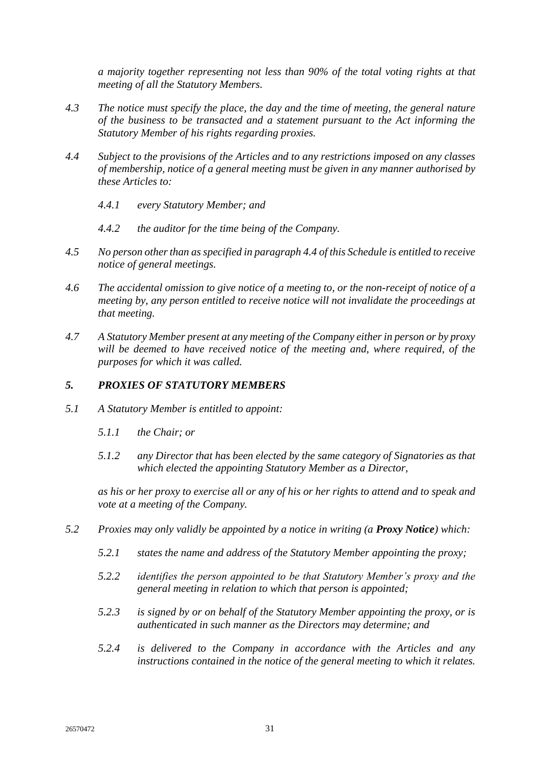*a majority together representing not less than 90% of the total voting rights at that meeting of all the Statutory Members.*

*4.3 The notice must specify the place, the day and the time of meeting, the general nature of the business to be transacted and a statement pursuant to the Act informing the Statutory Member of his rights regarding proxies.*

*4.4 Subject to the provisions of the Articles and to any restrictions imposed on any classes of membership, notice of a general meeting must be given in any manner authorised by these Articles to:*

*4.4.1 every Statutory Member; and*

*4.4.2 the auditor for the time being of the Company.*

*4.5 No person other than as specified in paragraph 4.4 of this Schedule is entitled to receive notice of general meetings.*

*4.6 The accidental omission to give notice of a meeting to, or the non-receipt of notice of a meeting by, any person entitled to receive notice will not invalidate the proceedings at that meeting.*

*4.7 A Statutory Member present at any meeting of the Company either in person or by proxy will be deemed to have received notice of the meeting and, where required, of the purposes for which it was called.*

### *5. PROXIES OF STATUTORY MEMBERS*

*5.1 A Statutory Member is entitled to appoint:*

*5.1.1 the Chair; or*

*5.1.2 any Director that has been elected by the same category of Signatories as that which elected the appointing Statutory Member as a Director,*

*as his or her proxy to exercise all or any of his or her rights to attend and to speak and vote at a meeting of the Company.*

*5.2 Proxies may only validly be appointed by a notice in writing (a **Proxy Notice**) which:*

*5.2.1 states the name and address of the Statutory Member appointing the proxy;*

*5.2.2 identifies the person appointed to be that Statutory Member's proxy and the general meeting in relation to which that person is appointed;*

*5.2.3 is signed by or on behalf of the Statutory Member appointing the proxy, or is authenticated in such manner as the Directors may determine; and*

*5.2.4 is delivered to the Company in accordance with the Articles and any instructions contained in the notice of the general meeting to which it relates.*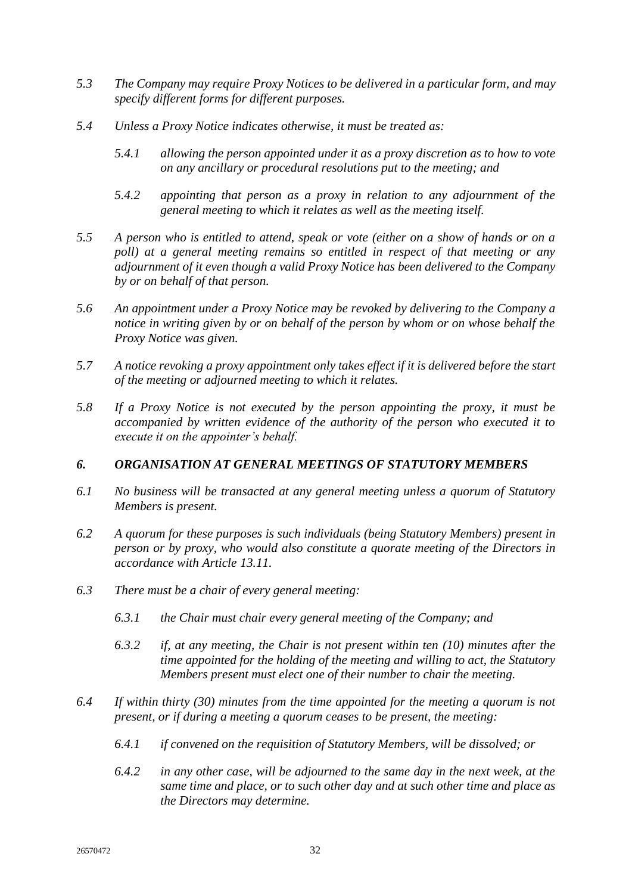*5.3 The Company may require Proxy Notices to be delivered in a particular form, and may specify different forms for different purposes.*

*5.4 Unless a Proxy Notice indicates otherwise, it must be treated as:*

*5.4.1 allowing the person appointed under it as a proxy discretion as to how to vote on any ancillary or procedural resolutions put to the meeting; and*

*5.4.2 appointing that person as a proxy in relation to any adjournment of the general meeting to which it relates as well as the meeting itself.*

*5.5 A person who is entitled to attend, speak or vote (either on a show of hands or on a poll) at a general meeting remains so entitled in respect of that meeting or any adjournment of it even though a valid Proxy Notice has been delivered to the Company by or on behalf of that person.*

*5.6 An appointment under a Proxy Notice may be revoked by delivering to the Company a notice in writing given by or on behalf of the person by whom or on whose behalf the Proxy Notice was given.*

*5.7 A notice revoking a proxy appointment only takes effect if it is delivered before the start of the meeting or adjourned meeting to which it relates.*

*5.8 If a Proxy Notice is not executed by the person appointing the proxy, it must be accompanied by written evidence of the authority of the person who executed it to execute it on the appointer's behalf.*

### *6. ORGANISATION AT GENERAL MEETINGS OF STATUTORY MEMBERS*

*6.1 No business will be transacted at any general meeting unless a quorum of Statutory Members is present.*

*6.2 A quorum for these purposes is such individuals (being Statutory Members) present in person or by proxy, who would also constitute a quorate meeting of the Directors in accordance with Article 13.11.*

*6.3 There must be a chair of every general meeting:*

*6.3.1 the Chair must chair every general meeting of the Company; and*

*6.3.2 if, at any meeting, the Chair is not present within ten (10) minutes after the time appointed for the holding of the meeting and willing to act, the Statutory Members present must elect one of their number to chair the meeting.*

*6.4 If within thirty (30) minutes from the time appointed for the meeting a quorum is not present, or if during a meeting a quorum ceases to be present, the meeting:*

*6.4.1 if convened on the requisition of Statutory Members, will be dissolved; or*

*6.4.2 in any other case, will be adjourned to the same day in the next week, at the same time and place, or to such other day and at such other time and place as the Directors may determine.*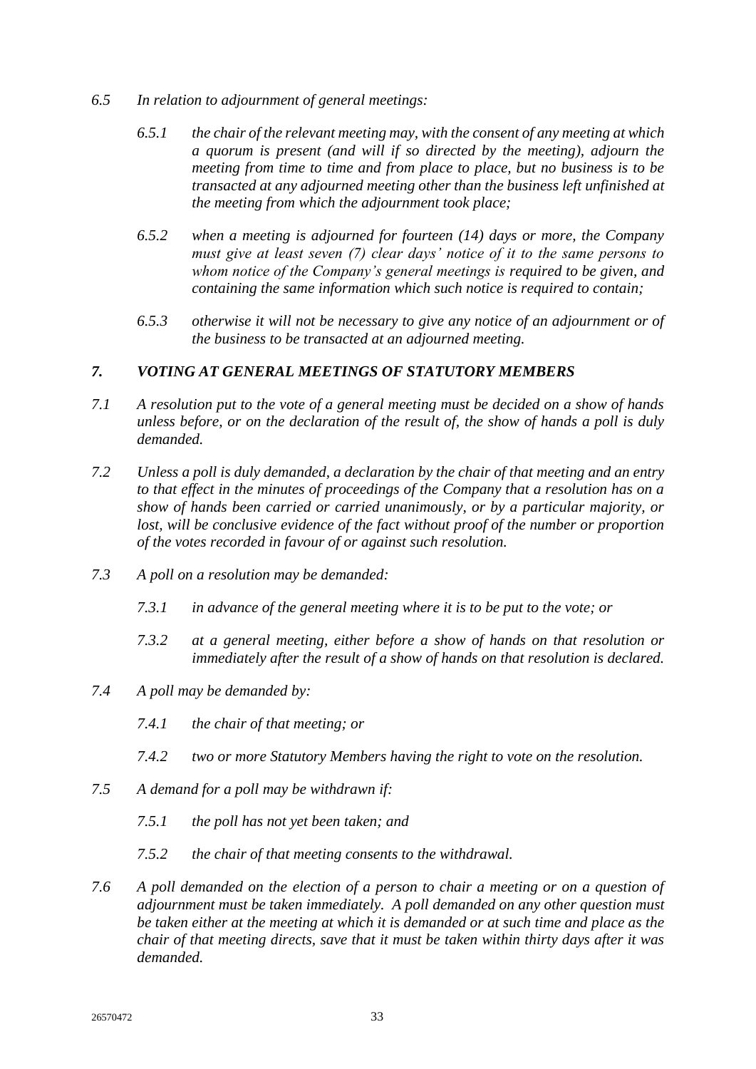*6.5 In relation to adjournment of general meetings:*

*6.5.1 the chair of the relevant meeting may, with the consent of any meeting at which a quorum is present (and will if so directed by the meeting), adjourn the meeting from time to time and from place to place, but no business is to be transacted at any adjourned meeting other than the business left unfinished at the meeting from which the adjournment took place;*

*6.5.2 when a meeting is adjourned for fourteen (14) days or more, the Company must give at least seven (7) clear days' notice of it to the same persons to whom notice of the Company's general meetings is required to be given, and containing the same information which such notice is required to contain;*

*6.5.3 otherwise it will not be necessary to give any notice of an adjournment or of the business to be transacted at an adjourned meeting.*

## *7. VOTING AT GENERAL MEETINGS OF STATUTORY MEMBERS*

*7.1 A resolution put to the vote of a general meeting must be decided on a show of hands unless before, or on the declaration of the result of, the show of hands a poll is duly demanded.*

*7.2 Unless a poll is duly demanded, a declaration by the chair of that meeting and an entry to that effect in the minutes of proceedings of the Company that a resolution has on a show of hands been carried or carried unanimously, or by a particular majority, or lost, will be conclusive evidence of the fact without proof of the number or proportion of the votes recorded in favour of or against such resolution.*

*7.3 A poll on a resolution may be demanded:*

*7.3.1 in advance of the general meeting where it is to be put to the vote; or*

*7.3.2 at a general meeting, either before a show of hands on that resolution or immediately after the result of a show of hands on that resolution is declared.*

*7.4 A poll may be demanded by:*

*7.4.1 the chair of that meeting; or*

*7.4.2 two or more Statutory Members having the right to vote on the resolution.*

*7.5 A demand for a poll may be withdrawn if:*

*7.5.1 the poll has not yet been taken; and*

*7.5.2 the chair of that meeting consents to the withdrawal.*

*7.6 A poll demanded on the election of a person to chair a meeting or on a question of adjournment must be taken immediately. A poll demanded on any other question must be taken either at the meeting at which it is demanded or at such time and place as the chair of that meeting directs, save that it must be taken within thirty days after it was demanded.*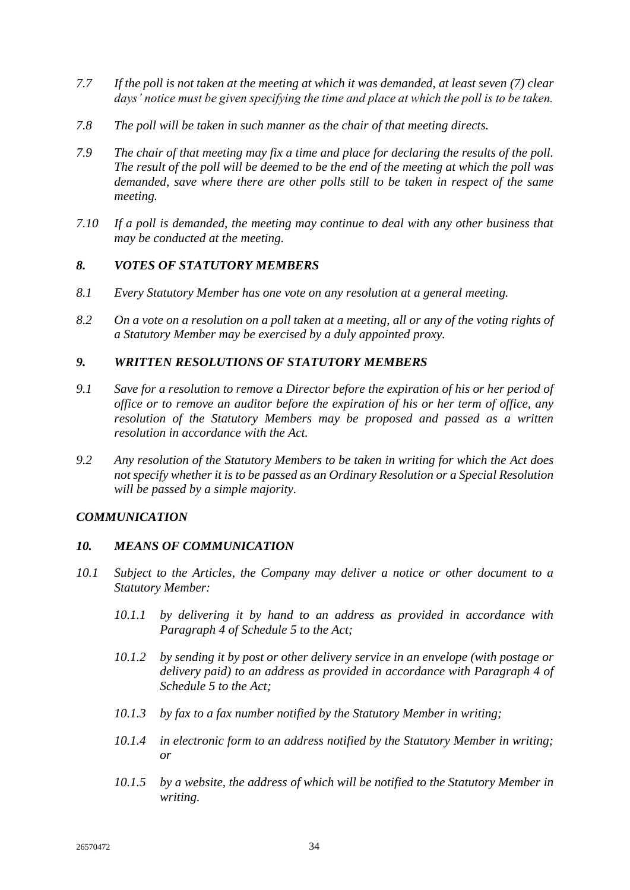*7.7 If the poll is not taken at the meeting at which it was demanded, at least seven (7) clear days' notice must be given specifying the time and place at which the poll is to be taken.*

*7.8 The poll will be taken in such manner as the chair of that meeting directs.*

*7.9 The chair of that meeting may fix a time and place for declaring the results of the poll. The result of the poll will be deemed to be the end of the meeting at which the poll was demanded, save where there are other polls still to be taken in respect of the same meeting.*

*7.10 If a poll is demanded, the meeting may continue to deal with any other business that may be conducted at the meeting.*

### *8. VOTES OF STATUTORY MEMBERS*

*8.1 Every Statutory Member has one vote on any resolution at a general meeting.*

*8.2 On a vote on a resolution on a poll taken at a meeting, all or any of the voting rights of a Statutory Member may be exercised by a duly appointed proxy.*

### *9. WRITTEN RESOLUTIONS OF STATUTORY MEMBERS*

*9.1 Save for a resolution to remove a Director before the expiration of his or her period of office or to remove an auditor before the expiration of his or her term of office, any resolution of the Statutory Members may be proposed and passed as a written resolution in accordance with the Act.*

*9.2 Any resolution of the Statutory Members to be taken in writing for which the Act does not specify whether it is to be passed as an Ordinary Resolution or a Special Resolution will be passed by a simple majority.*

## *COMMUNICATION*

### *10. MEANS OF COMMUNICATION*

*10.1 Subject to the Articles, the Company may deliver a notice or other document to a Statutory Member:*

*10.1.1 by delivering it by hand to an address as provided in accordance with Paragraph 4 of Schedule 5 to the Act;*

*10.1.2 by sending it by post or other delivery service in an envelope (with postage or delivery paid) to an address as provided in accordance with Paragraph 4 of Schedule 5 to the Act;*

*10.1.3 by fax to a fax number notified by the Statutory Member in writing;*

*10.1.4 in electronic form to an address notified by the Statutory Member in writing; or*

*10.1.5 by a website, the address of which will be notified to the Statutory Member in writing.*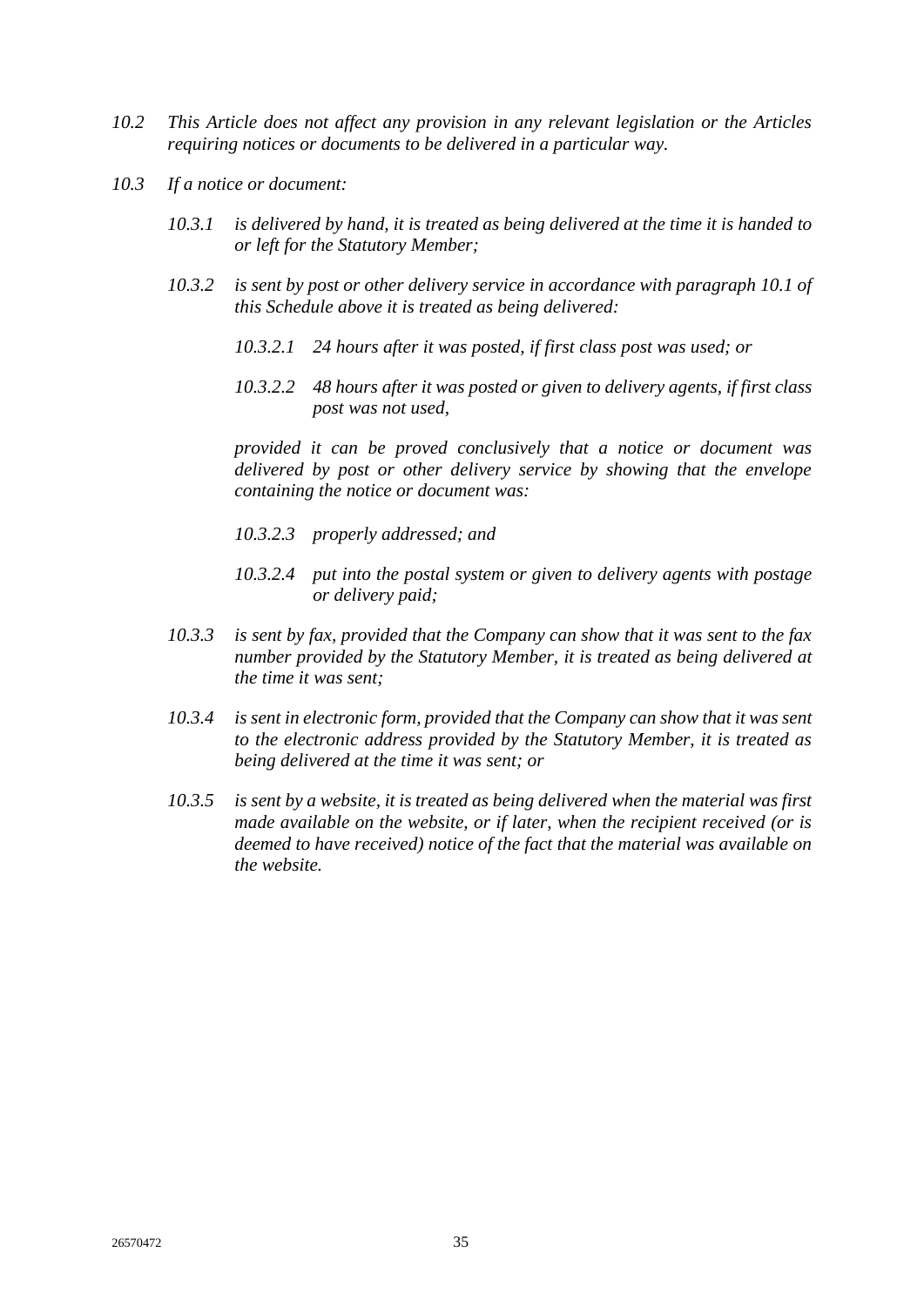*10.2 This Article does not affect any provision in any relevant legislation or the Articles requiring notices or documents to be delivered in a particular way.*

*10.3 If a notice or document:*

*10.3.1 is delivered by hand, it is treated as being delivered at the time it is handed to or left for the Statutory Member;*

*10.3.2 is sent by post or other delivery service in accordance with paragraph 10.1 of this Schedule above it is treated as being delivered:*

*10.3.2.1 24 hours after it was posted, if first class post was used; or*

*10.3.2.2 48 hours after it was posted or given to delivery agents, if first class post was not used,*

*provided it can be proved conclusively that a notice or document was delivered by post or other delivery service by showing that the envelope containing the notice or document was:*

*10.3.2.3 properly addressed; and*

*10.3.2.4 put into the postal system or given to delivery agents with postage or delivery paid;*

*10.3.3 is sent by fax, provided that the Company can show that it was sent to the fax number provided by the Statutory Member, it is treated as being delivered at the time it was sent;*

*10.3.4 is sent in electronic form, provided that the Company can show that it was sent to the electronic address provided by the Statutory Member, it is treated as being delivered at the time it was sent; or*

*10.3.5 is sent by a website, it is treated as being delivered when the material was first made available on the website, or if later, when the recipient received (or is deemed to have received) notice of the fact that the material was available on the website.*